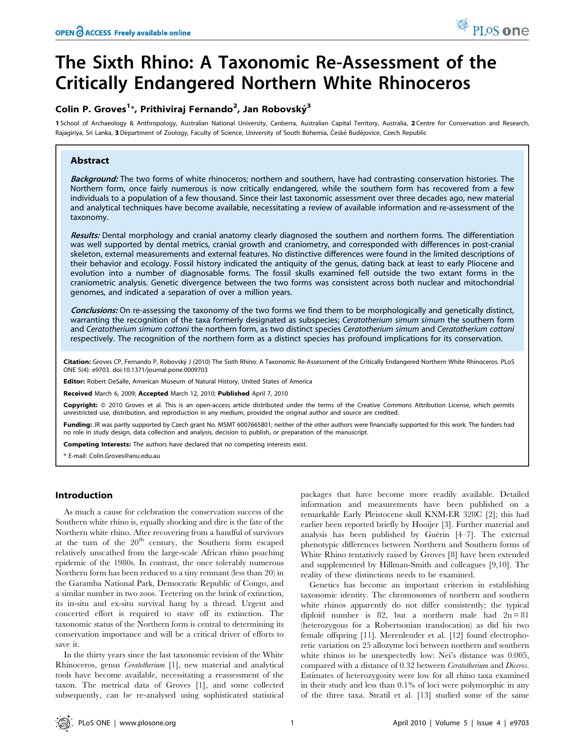# The Sixth Rhino: A Taxonomic Re-Assessment of the Critically Endangered Northern White Rhinoceros

**Colin P. Groves[1]*, Prithiviraj Fernando[2], Jan Robovský[3]**

**1** School of Archaeology & Anthropology, Australian National University, Canberra, Australian Capital Territory, Australia, **2** Centre for Conservation and Research, Rajagiriya, Sri Lanka, **3** Department of Zoology, Faculty of Science, University of South Bohemia, České Budějovice, Czech Republic

## Abstract

***Background:*** The two forms of white rhinoceros; northern and southern, have had contrasting conservation histories. The Northern form, once fairly numerous is now critically endangered, while the southern form has recovered from a few individuals to a population of a few thousand. Since their last taxonomic assessment over three decades ago, new material and analytical techniques have become available, necessitating a review of available information and re-assessment of the taxonomy.

***Results:*** Dental morphology and cranial anatomy clearly diagnosed the southern and northern forms. The differentiation was well supported by dental metrics, cranial growth and craniometry, and corresponded with differences in post-cranial skeleton, external measurements and external features. No distinctive differences were found in the limited descriptions of their behavior and ecology. Fossil history indicated the antiquity of the genus, dating back at least to early Pliocene and evolution into a number of diagnosable forms. The fossil skulls examined fell outside the two extant forms in the craniometric analysis. Genetic divergence between the two forms was consistent across both nuclear and mitochondrial genomes, and indicated a separation of over a million years.

***Conclusions:*** On re-assessing the taxonomy of the two forms we find them to be morphologically and genetically distinct, warranting the recognition of the taxa formerly designated as subspecies; *Ceratotherium simum simum* the southern form and *Ceratotherium simum cottoni* the northern form, as two distinct species *Ceratotherium simum* and *Ceratotherium cottoni* respectively. The recognition of the northern form as a distinct species has profound implications for its conservation.

**Citation:** Groves CP, Fernando P, Robovský J (2010) The Sixth Rhino: A Taxonomic Re-Assessment of the Critically Endangered Northern White Rhinoceros. PLoS ONE 5(4): e9703. doi:10.1371/journal.pone.0009703

**Editor:** Robert DeSalle, American Museum of Natural History, United States of America

**Received** March 6, 2009; **Accepted** March 12, 2010; **Published** April 7, 2010

**Copyright:** © 2010 Groves et al. This is an open-access article distributed under the terms of the Creative Commons Attribution License, which permits unrestricted use, distribution, and reproduction in any medium, provided the original author and source are credited.

**Funding:** JR was partly supported by Czech grant No. MSMT 6007665801; neither of the other authors were financially supported for this work. The funders had no role in study design, data collection and analysis, decision to publish, or preparation of the manuscript.

**Competing Interests:** The authors have declared that no competing interests exist.

\* E-mail: Colin.Groves@anu.edu.au

## Introduction

As much a cause for celebration the conservation success of the Southern white rhino is, equally shocking and dire is the fate of the Northern white rhino. After recovering from a handful of survivors at the turn of the 20[th] century, the Southern form escaped relatively unscathed from the large-scale African rhino poaching epidemic of the 1980s. In contrast, the once tolerably numerous Northern form has been reduced to a tiny remnant (less than 20) in the Garamba National Park, Democratic Republic of Congo, and a similar number in two zoos. Teetering on the brink of extinction, its in-situ and ex-situ survival hang by a thread. Urgent and concerted effort is required to stave off its extinction. The taxonomic status of the Northern form is central to determining its conservation importance and will be a critical driver of efforts to save it.

In the thirty years since the last taxonomic revision of the White Rhinoceros, genus *Ceratotherium* [1], new material and analytical tools have become available, necessitating a reassessment of the taxon. The metrical data of Groves [1], and some collected subsequently, can be re-analysed using sophisticated statistical packages that have become more readily available. Detailed information and measurements have been published on a remarkable Early Pleistocene skull KNM-ER 328C [2]; this had earlier been reported briefly by Hooijer [3]. Further material and analysis has been published by Guérin [4–7]. The external phenotypic differences between Northern and Southern forms of White Rhino tentatively raised by Groves [8] have been extended and supplemented by Hillman-Smith and colleagues [9,10]. The reality of these distinctions needs to be examined.

Genetics has become an important criterion in establishing taxonomic identity. The chromosomes of northern and southern white rhinos apparently do not differ consistently; the typical diploid number is 82, but a northern male had $2n = 81$ (heterozygous for a Robertsonian translocation) as did his two female offspring [11]. Merenlender et al. [12] found electrophoretic variation on 25 allozyme loci between northern and southern white rhinos to be unexpectedly low: Nei's distance was 0.005, compared with a distance of 0.32 between *Ceratotherium* and *Diceros*. Estimates of heterozygosity were low for all rhino taxa examined in their study and less than 0.1% of loci were polymorphic in any of the three taxa. Stratil et al. [13] studied some of the same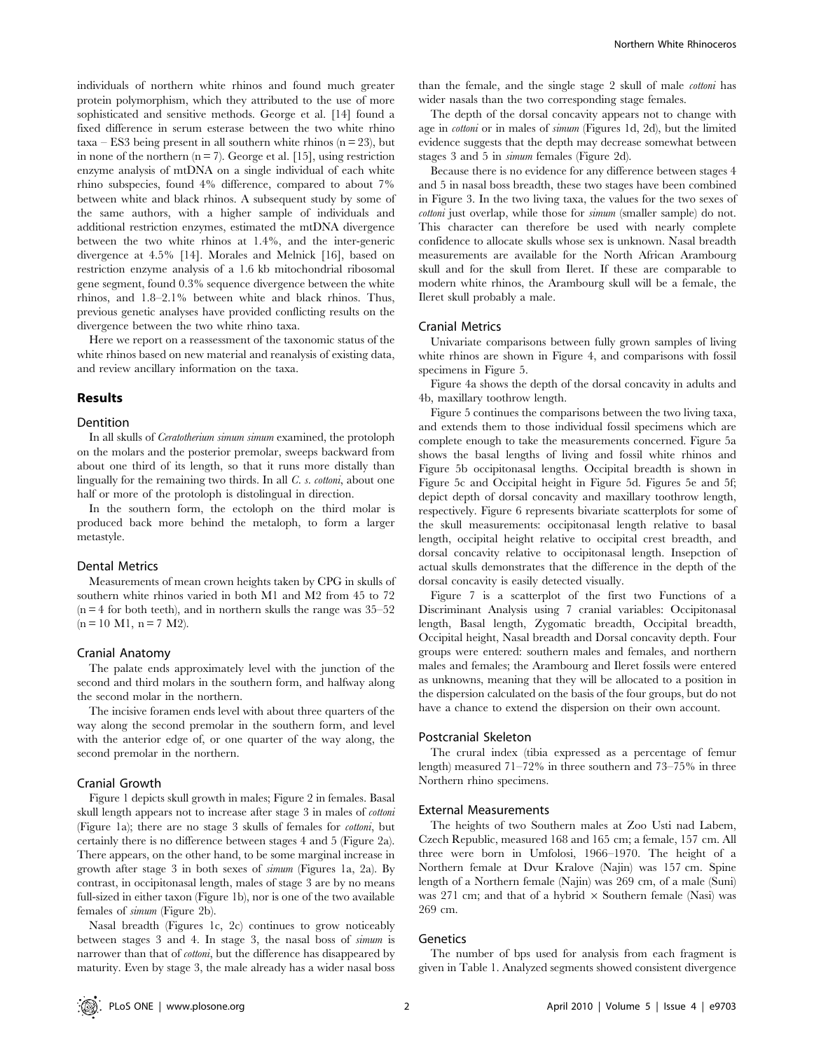individuals of northern white rhinos and found much greater protein polymorphism, which they attributed to the use of more sophisticated and sensitive methods. George et al. [14] found a fixed difference in serum esterase between the two white rhino taxa – ES3 being present in all southern white rhinos (n = 23), but in none of the northern (n = 7). George et al. [15], using restriction enzyme analysis of mtDNA on a single individual of each white rhino subspecies, found 4% difference, compared to about 7% between white and black rhinos. A subsequent study by some of the same authors, with a higher sample of individuals and additional restriction enzymes, estimated the mtDNA divergence between the two white rhinos at 1.4%, and the inter-generic divergence at 4.5% [14]. Morales and Melnick [16], based on restriction enzyme analysis of a 1.6 kb mitochondrial ribosomal gene segment, found 0.3% sequence divergence between the white rhinos, and 1.8–2.1% between white and black rhinos. Thus, previous genetic analyses have provided conflicting results on the divergence between the two white rhino taxa.

Here we report on a reassessment of the taxonomic status of the white rhinos based on new material and reanalysis of existing data, and review ancillary information on the taxa.

## Results

### Dentition

In all skulls of *Ceratotherium simum simum* examined, the protoloph on the molars and the posterior premolar, sweeps backward from about one third of its length, so that it runs more distally than lingually for the remaining two thirds. In all *C. s. cottoni*, about one half or more of the protoloph is distolingual in direction.

In the southern form, the ectoloph on the third molar is produced back more behind the metaloph, to form a larger metastyle.

### Dental Metrics

Measurements of mean crown heights taken by CPG in skulls of southern white rhinos varied in both M1 and M2 from 45 to 72 (n = 4 for both teeth), and in northern skulls the range was 35–52 (n = 10 M1, n = 7 M2).

### Cranial Anatomy

The palate ends approximately level with the junction of the second and third molars in the southern form, and halfway along the second molar in the northern.

The incisive foramen ends level with about three quarters of the way along the second premolar in the southern form, and level with the anterior edge of, or one quarter of the way along, the second premolar in the northern.

### Cranial Growth

Figure 1 depicts skull growth in males; Figure 2 in females. Basal skull length appears not to increase after stage 3 in males of *cottoni* (Figure 1a); there are no stage 3 skulls of females for *cottoni*, but certainly there is no difference between stages 4 and 5 (Figure 2a). There appears, on the other hand, to be some marginal increase in growth after stage 3 in both sexes of *simum* (Figures 1a, 2a). By contrast, in occipitonasal length, males of stage 3 are by no means full-sized in either taxon (Figure 1b), nor is one of the two available females of *simum* (Figure 2b).

Nasal breadth (Figures 1c, 2c) continues to grow noticeably between stages 3 and 4. In stage 3, the nasal boss of *simum* is narrower than that of *cottoni*, but the difference has disappeared by maturity. Even by stage 3, the male already has a wider nasal boss than the female, and the single stage 2 skull of male *cottoni* has wider nasals than the two corresponding stage females.

The depth of the dorsal concavity appears not to change with age in *cottoni* or in males of *simum* (Figures 1d, 2d), but the limited evidence suggests that the depth may decrease somewhat between stages 3 and 5 in *simum* females (Figure 2d).

Because there is no evidence for any difference between stages 4 and 5 in nasal boss breadth, these two stages have been combined in Figure 3. In the two living taxa, the values for the two sexes of *cottoni* just overlap, while those for *simum* (smaller sample) do not. This character can therefore be used with nearly complete confidence to allocate skulls whose sex is unknown. Nasal breadth measurements are available for the North African Arambourg skull and for the skull from Ileret. If these are comparable to modern white rhinos, the Arambourg skull will be a female, the Ileret skull probably a male.

### Cranial Metrics

Univariate comparisons between fully grown samples of living white rhinos are shown in Figure 4, and comparisons with fossil specimens in Figure 5.

Figure 4a shows the depth of the dorsal concavity in adults and 4b, maxillary toothrow length.

Figure 5 continues the comparisons between the two living taxa, and extends them to those individual fossil specimens which are complete enough to take the measurements concerned. Figure 5a shows the basal lengths of living and fossil white rhinos and Figure 5b occipitonasal lengths. Occipital breadth is shown in Figure 5c and Occipital height in Figure 5d. Figures 5e and 5f; depict depth of dorsal concavity and maxillary toothrow length, respectively. Figure 6 represents bivariate scatterplots for some of the skull measurements: occipitonasal length relative to basal length, occipital height relative to occipital crest breadth, and dorsal concavity relative to occipitonasal length. Insepction of actual skulls demonstrates that the difference in the depth of the dorsal concavity is easily detected visually.

Figure 7 is a scatterplot of the first two Functions of a Discriminant Analysis using 7 cranial variables: Occipitonasal length, Basal length, Zygomatic breadth, Occipital breadth, Occipital height, Nasal breadth and Dorsal concavity depth. Four groups were entered: southern males and females, and northern males and females; the Arambourg and Ileret fossils were entered as unknowns, meaning that they will be allocated to a position in the dispersion calculated on the basis of the four groups, but do not have a chance to extend the dispersion on their own account.

### Postcranial Skeleton

The crural index (tibia expressed as a percentage of femur length) measured 71–72% in three southern and 73–75% in three Northern rhino specimens.

### External Measurements

The heights of two Southern males at Zoo Usti nad Labem, Czech Republic, measured 168 and 165 cm; a female, 157 cm. All three were born in Umfolosi, 1966–1970. The height of a Northern female at Dvur Kralove (Najin) was 157 cm. Spine length of a Northern female (Najin) was 269 cm, of a male (Suni) was 271 cm; and that of a hybrid × Southern female (Nasi) was 269 cm.

### Genetics

The number of bps used for analysis from each fragment is given in Table 1. Analyzed segments showed consistent divergence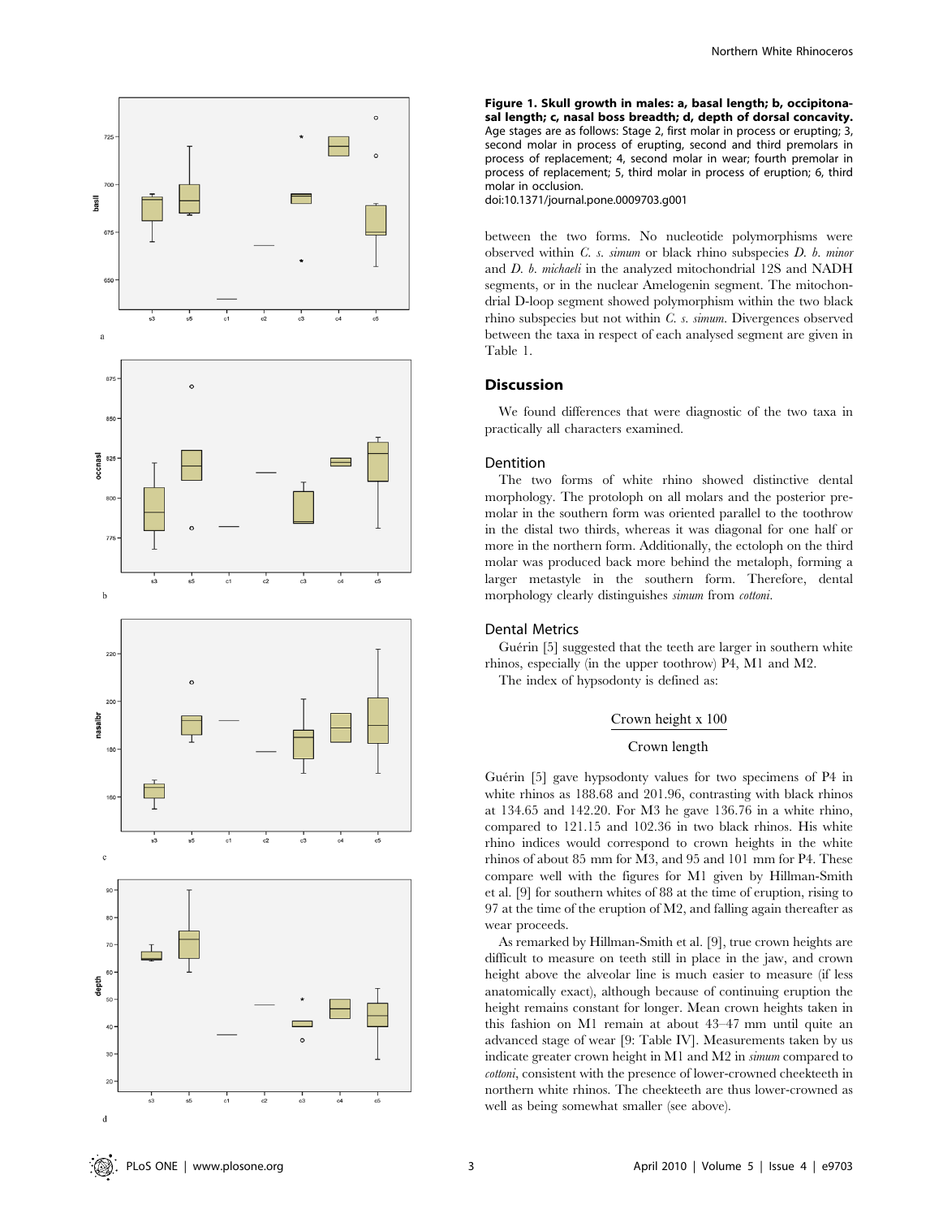**Figure 1. Skull growth in males: a, basal length; b, occipitonasal length; c, nasal boss breadth; d, depth of dorsal concavity.** Age stages are as follows: Stage 2, first molar in process or erupting; 3, second molar in process of erupting, second and third premolars in process of replacement; 4, second molar in wear; fourth premolar in process of replacement; 5, third molar in process of eruption; 6, third molar in occlusion.
doi:10.1371/journal.pone.0009703.g001

between the two forms. No nucleotide polymorphisms were observed within *C. s. simum* or black rhino subspecies *D. b. minor* and *D. b. michaeli* in the analyzed mitochondrial 12S and NADH segments, or in the nuclear Amelogenin segment. The mitochondrial D-loop segment showed polymorphism within the two black rhino subspecies but not within *C. s. simum*. Divergences observed between the taxa in respect of each analysed segment are given in Table 1.

## Discussion

We found differences that were diagnostic of the two taxa in practically all characters examined.

### Dentition

The two forms of white rhino showed distinctive dental morphology. The protoloph on all molars and the posterior premolar in the southern form was oriented parallel to the toothrow in the distal two thirds, whereas it was diagonal for one half or more in the northern form. Additionally, the ectoloph on the third molar was produced back more behind the metaloph, forming a larger metastyle in the southern form. Therefore, dental morphology clearly distinguishes *simum* from *cottoni*.

### Dental Metrics

Guérin [5] suggested that the teeth are larger in southern white rhinos, especially (in the upper toothrow) P4, M1 and M2.

The index of hypsodonty is defined as:

$$\frac{\text{Crown height x 100}}{\text{Crown length}}$$

Guérin [5] gave hypsodonty values for two specimens of P4 in white rhinos as 188.68 and 201.96, contrasting with black rhinos at 134.65 and 142.20. For M3 he gave 136.76 in a white rhino, compared to 121.15 and 102.36 in two black rhinos. His white rhino indices would correspond to crown heights in the white rhinos of about 85 mm for M3, and 95 and 101 mm for P4. These compare well with the figures for M1 given by Hillman-Smith et al. [9] for southern whites of 88 at the time of eruption, rising to 97 at the time of the eruption of M2, and falling again thereafter as wear proceeds.

As remarked by Hillman-Smith et al. [9], true crown heights are difficult to measure on teeth still in place in the jaw, and crown height above the alveolar line is much easier to measure (if less anatomically exact), although because of continuing eruption the height remains constant for longer. Mean crown heights taken in this fashion on M1 remain at about 43–47 mm until quite an advanced stage of wear [9: Table IV]. Measurements taken by us indicate greater crown height in M1 and M2 in *simum* compared to *cottoni*, consistent with the presence of lower-crowned cheekteeth in northern white rhinos. The cheekteeth are thus lower-crowned as well as being somewhat smaller (see above).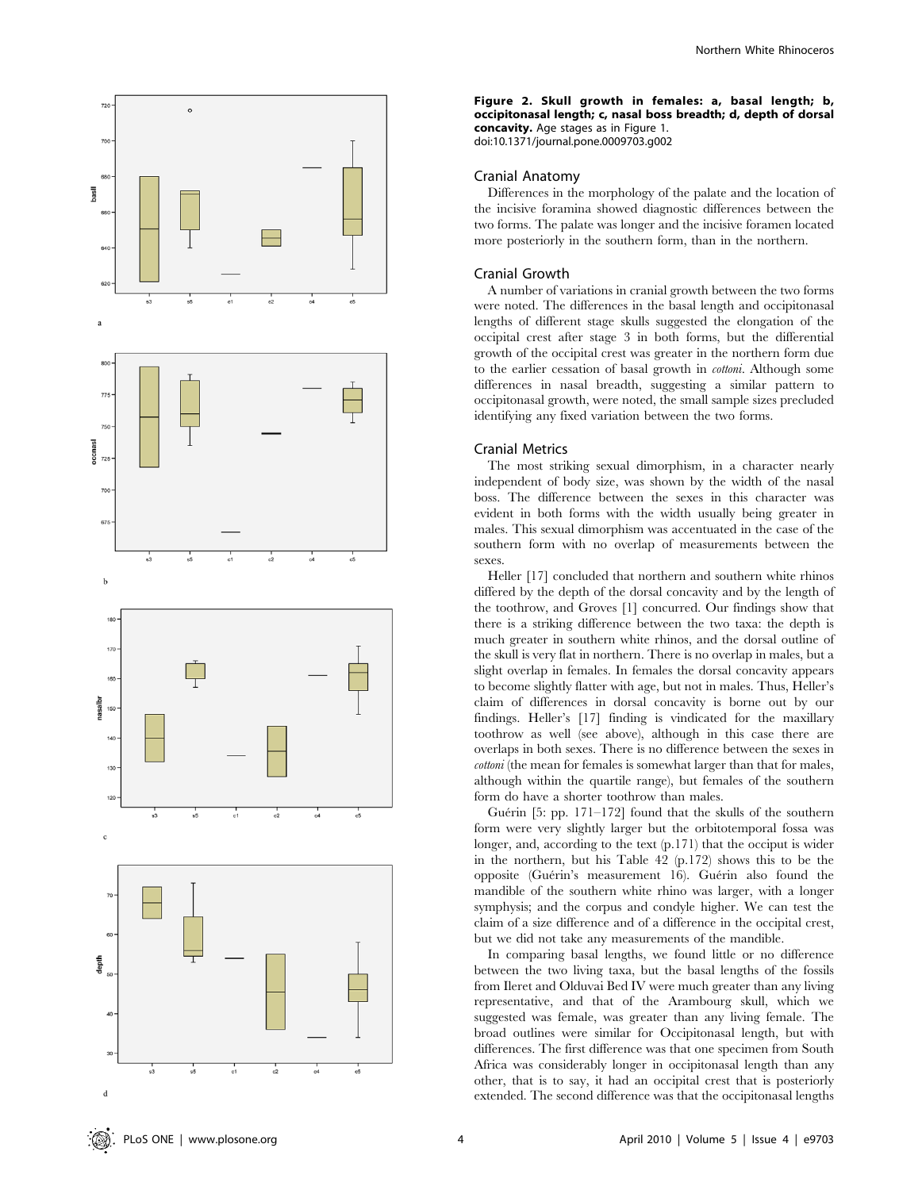720
700
680
660
640
620
basll
s3 s5 c1 c2 c4 c5

a

800
775
750
725
700
675
occnasl
s3 s5 c1 c2 c4 c5

b

180
170
160
150
140
130
120
nasalbr
s3 s5 c1 c2 c4 c5

c

70
60
50
40
30
depth
s3 s5 c1 c2 c4 c5

d

**Figure 2. Skull growth in females: a, basal length; b, occipitonasal length; c, nasal boss breadth; d, depth of dorsal concavity.** Age stages as in Figure 1.
doi:10.1371/journal.pone.0009703.g002

## Cranial Anatomy

Differences in the morphology of the palate and the location of the incisive foramina showed diagnostic differences between the two forms. The palate was longer and the incisive foramen located more posteriorly in the southern form, than in the northern.

## Cranial Growth

A number of variations in cranial growth between the two forms were noted. The differences in the basal length and occipitonasal lengths of different stage skulls suggested the elongation of the occipital crest after stage 3 in both forms, but the differential growth of the occipital crest was greater in the northern form due to the earlier cessation of basal growth in *cottoni*. Although some differences in nasal breadth, suggesting a similar pattern to occipitonasal growth, were noted, the small sample sizes precluded identifying any fixed variation between the two forms.

## Cranial Metrics

The most striking sexual dimorphism, in a character nearly independent of body size, was shown by the width of the nasal boss. The difference between the sexes in this character was evident in both forms with the width usually being greater in males. This sexual dimorphism was accentuated in the case of the southern form with no overlap of measurements between the sexes.

Heller [17] concluded that northern and southern white rhinos differed by the depth of the dorsal concavity and by the length of the toothrow, and Groves [1] concurred. Our findings show that there is a striking difference between the two taxa: the depth is much greater in southern white rhinos, and the dorsal outline of the skull is very flat in northern. There is no overlap in males, but a slight overlap in females. In females the dorsal concavity appears to become slightly flatter with age, but not in males. Thus, Heller's claim of differences in dorsal concavity is borne out by our findings. Heller's [17] finding is vindicated for the maxillary toothrow as well (see above), although in this case there are overlaps in both sexes. There is no difference between the sexes in *cottoni* (the mean for females is somewhat larger than that for males, although within the quartile range), but females of the southern form do have a shorter toothrow than males.

Guérin [5: pp. 171–172] found that the skulls of the southern form were very slightly larger but the orbitotemporal fossa was longer, and, according to the text (p.171) that the occiput is wider in the northern, but his Table 42 (p.172) shows this to be the opposite (Guérin's measurement 16). Guérin also found the mandible of the southern white rhino was larger, with a longer symphysis; and the corpus and condyle higher. We can test the claim of a size difference and of a difference in the occipital crest, but we did not take any measurements of the mandible.

In comparing basal lengths, we found little or no difference between the two living taxa, but the basal lengths of the fossils from Ileret and Olduvai Bed IV were much greater than any living representative, and that of the Arambourg skull, which we suggested was female, was greater than any living female. The broad outlines were similar for Occipitonasal length, but with differences. The first difference was that one specimen from South Africa was considerably longer in occipitonasal length than any other, that is to say, it had an occipital crest that is posteriorly extended. The second difference was that the occipitonasal lengths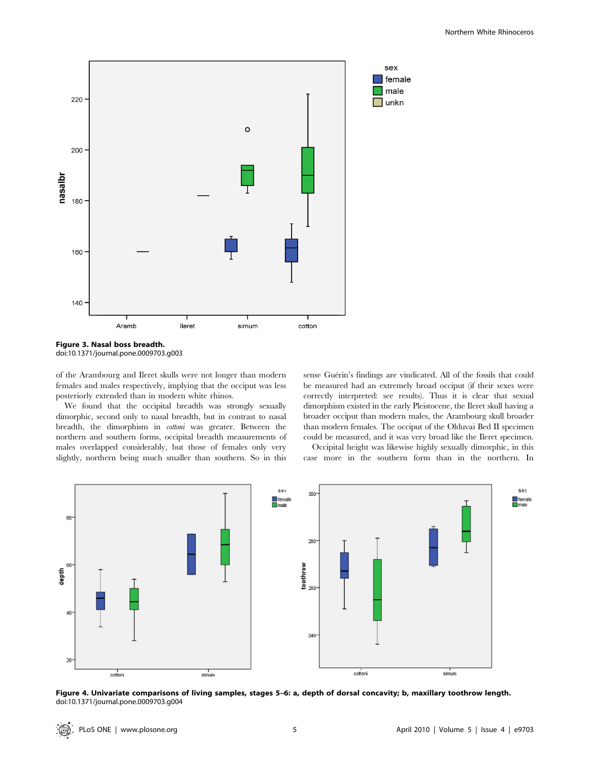Figure 3. Nasal boss breadth.
doi:10.1371/journal.pone.0009703.g003

of the Arambourg and Ileret skulls were not longer than modern females and males respectively, implying that the occiput was less posteriorly extended than in modern white rhinos.

We found that the occipital breadth was strongly sexually dimorphic, second only to nasal breadth, but in contrast to nasal breadth, the dimorphism in *cottoni* was greater. Between the northern and southern forms, occipital breadth measurements of males overlapped considerably, but those of females only very slightly, northern being much smaller than southern. So in this sense Guérin's findings are vindicated. All of the fossils that could be measured had an extremely broad occiput (if their sexes were correctly interpreted: see results). Thus it is clear that sexual dimorphism existed in the early Pleistocene, the Ileret skull having a broader occiput than modern males, the Arambourg skull broader than modern females. The occiput of the Olduvai Bed II specimen could be measured, and it was very broad like the Ileret specimen.

Occipital height was likewise highly sexually dimorphic, in this case more in the southern form than in the northern. In

Figure 4. Univariate comparisons of living samples, stages 5–6: a, depth of dorsal concavity; b, maxillary toothrow length.
doi:10.1371/journal.pone.0009704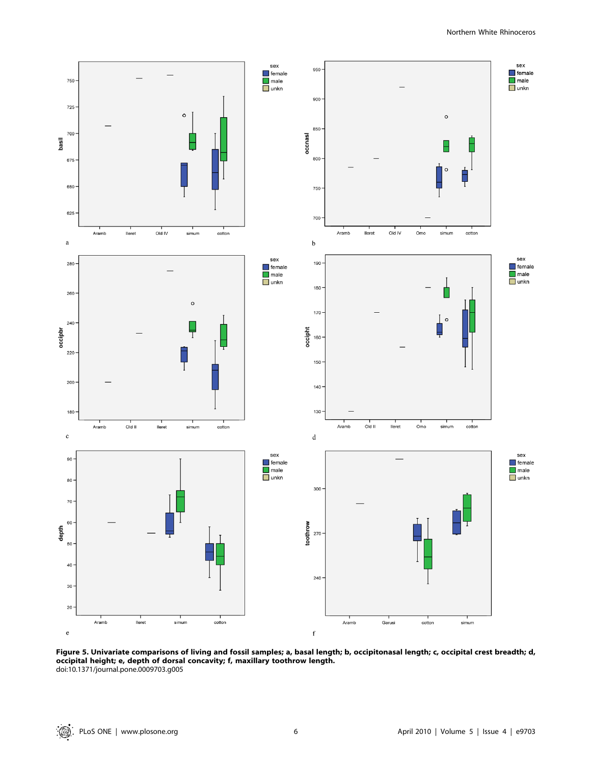**Figure 5. Univariate comparisons of living and fossil samples; a, basal length; b, occipitonasal length; c, occipital crest breadth; d, occipital height; e, depth of dorsal concavity; f, maxillary toothrow length.**
doi:10.1371/journal.pone.0009703.g005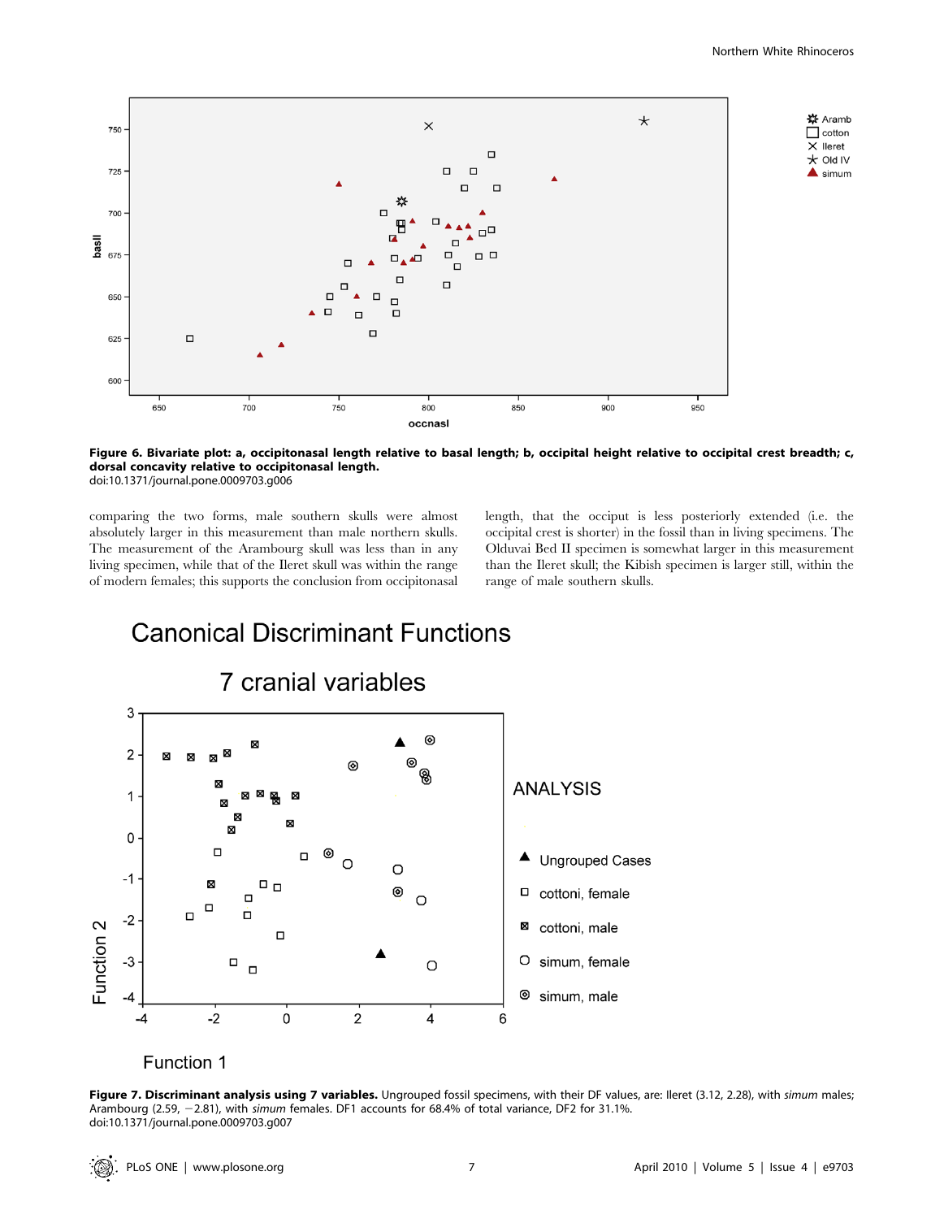**Figure 6. Bivariate plot: a, occipitonasal length relative to basal length; b, occipital height relative to occipital crest breadth; c, dorsal concavity relative to occipitonasal length.**
doi:10.1371/journal.pone.0009703.g006

comparing the two forms, male southern skulls were almost absolutely larger in this measurement than male northern skulls. The measurement of the Arambourg skull was less than in any living specimen, while that of the Ileret skull was within the range of modern females; this supports the conclusion from occipitonasal length, that the occiput is less posteriorly extended (i.e. the occipital crest is shorter) in the fossil than in living specimens. The Olduvai Bed II specimen is somewhat larger in this measurement than the Ileret skull; the Kibish specimen is larger still, within the range of male southern skulls.

**Figure 7. Discriminant analysis using 7 variables.** Ungrouped fossil specimens, with their DF values, are: Ileret (3.12, 2.28), with *simum* males; Arambourg (2.59, −2.81), with *simum* females. DF1 accounts for 68.4% of total variance, DF2 for 31.1%.
doi:10.1371/journal.pone.0009703.g007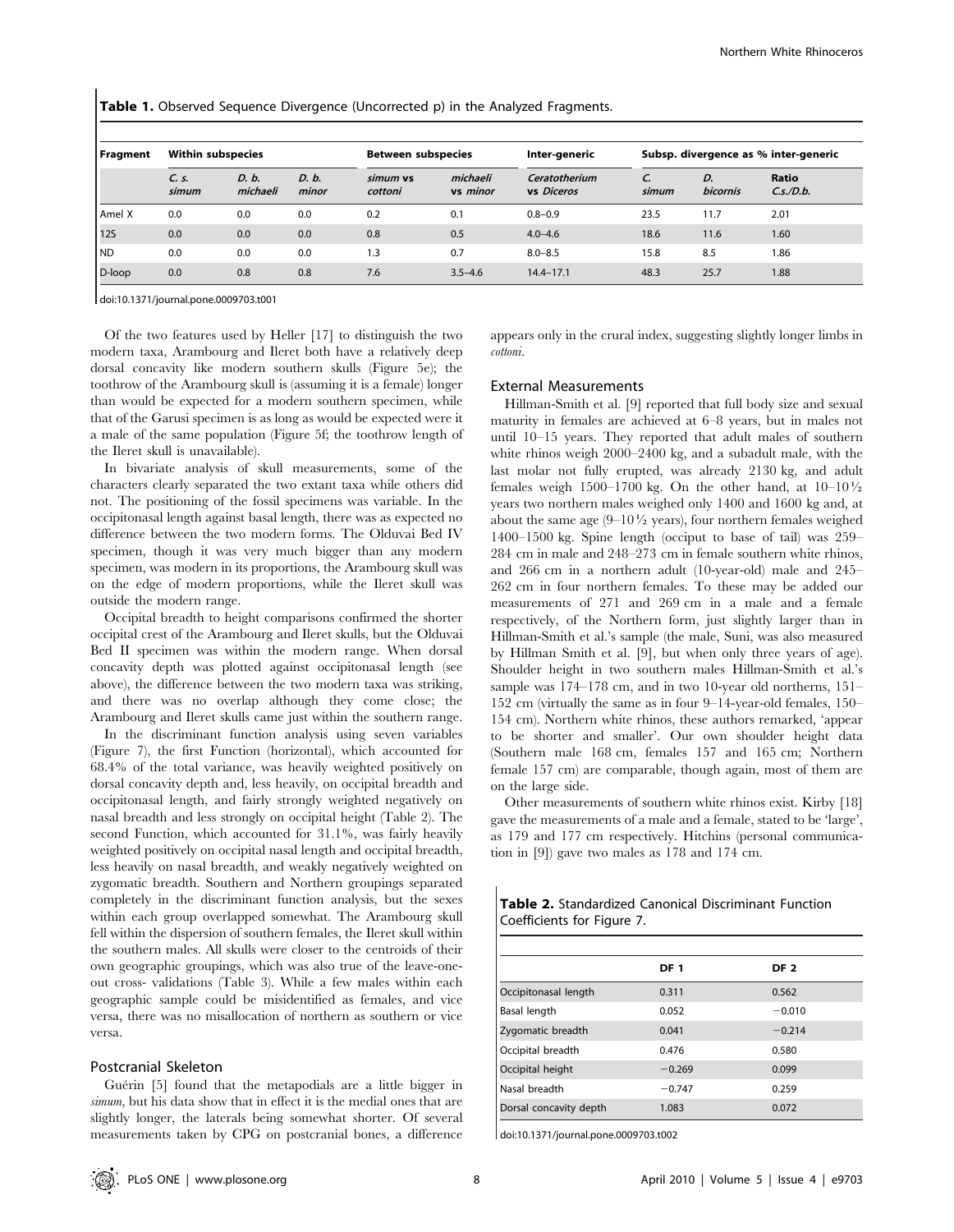**Table 1.** Observed Sequence Divergence (Uncorrected p) in the Analyzed Fragments.

| Fragment | Within subspecies | | | Between subspecies | | Inter-generic | Subsp. divergence as % inter-generic | | |
|---|---|---|---|---|---|---|---|---|---|
| | *C. s. simum* | *D. b. michaeli* | *D. b. minor* | *simum* vs *cottoni* | *michaeli* vs *minor* | *Ceratotherium* vs *Diceros* | *C. simum* | *D. bicornis* | Ratio *C.s./D.b.* |
| Amel X | 0.0 | 0.0 | 0.0 | 0.2 | 0.1 | 0.8–0.9 | 23.5 | 11.7 | 2.01 |
| 12S | 0.0 | 0.0 | 0.0 | 0.8 | 0.5 | 4.0–4.6 | 18.6 | 11.6 | 1.60 |
| ND | 0.0 | 0.0 | 0.0 | 1.3 | 0.7 | 8.0–8.5 | 15.8 | 8.5 | 1.86 |
| D-loop | 0.0 | 0.8 | 0.8 | 7.6 | 3.5–4.6 | 14.4–17.1 | 48.3 | 25.7 | 1.88 |

doi:10.1371/journal.pone.0009703.t001

Of the two features used by Heller [17] to distinguish the two modern taxa, Arambourg and Ileret both have a relatively deep dorsal concavity like modern southern skulls (Figure 5e); the toothrow of the Arambourg skull is (assuming it is a female) longer than would be expected for a modern southern specimen, while that of the Garusi specimen is as long as would be expected were it a male of the same population (Figure 5f; the toothrow length of the Ileret skull is unavailable).

In bivariate analysis of skull measurements, some of the characters clearly separated the two extant taxa while others did not. The positioning of the fossil specimens was variable. In the occipitonasal length against basal length, there was as expected no difference between the two modern forms. The Olduvai Bed IV specimen, though it was very much bigger than any modern specimen, was modern in its proportions, the Arambourg skull was on the edge of modern proportions, while the Ileret skull was outside the modern range.

Occipital breadth to height comparisons confirmed the shorter occipital crest of the Arambourg and Ileret skulls, but the Olduvai Bed II specimen was within the modern range. When dorsal concavity depth was plotted against occipitonasal length (see above), the difference between the two modern taxa was striking, and there was no overlap although they come close; the Arambourg and Ileret skulls came just within the southern range.

In the discriminant function analysis using seven variables (Figure 7), the first Function (horizontal), which accounted for 68.4% of the total variance, was heavily weighted positively on dorsal concavity depth and, less heavily, on occipital breadth and occipitonasal length, and fairly strongly weighted negatively on nasal breadth and less strongly on occipital height (Table 2). The second Function, which accounted for 31.1%, was fairly heavily weighted positively on occipital nasal length and occipital breadth, less heavily on nasal breadth, and weakly negatively weighted on zygomatic breadth. Southern and Northern groupings separated completely in the discriminant function analysis, but the sexes within each group overlapped somewhat. The Arambourg skull fell within the dispersion of southern females, the Ileret skull within the southern males. All skulls were closer to the centroids of their own geographic groupings, which was also true of the leave-one-out cross- validations (Table 3). While a few males within each geographic sample could be misidentified as females, and vice versa, there was no misallocation of northern as southern or vice versa.

## Postcranial Skeleton

Guérin [5] found that the metapodials are a little bigger in *simum*, but his data show that in effect it is the medial ones that are slightly longer, the laterals being somewhat shorter. Of several measurements taken by CPG on postcranial bones, a difference appears only in the crural index, suggesting slightly longer limbs in *cottoni*.

## External Measurements

Hillman-Smith et al. [9] reported that full body size and sexual maturity in females are achieved at 6–8 years, but in males not until 10–15 years. They reported that adult males of southern white rhinos weigh 2000–2400 kg, and a subadult male, with the last molar not fully erupted, was already 2130 kg, and adult females weigh 1500–1700 kg. On the other hand, at 10–10½ years two northern males weighed only 1400 and 1600 kg and, at about the same age (9–10½ years), four northern females weighed 1400–1500 kg. Spine length (occiput to base of tail) was 259–284 cm in male and 248–273 cm in female southern white rhinos, and 266 cm in a northern adult (10-year-old) male and 245–262 cm in four northern females. To these may be added our measurements of 271 and 269 cm in a male and a female respectively, of the Northern form, just slightly larger than in Hillman-Smith et al.'s sample (the male, Suni, was also measured by Hillman Smith et al. [9], but when only three years of age). Shoulder height in two southern males Hillman-Smith et al.'s sample was 174–178 cm, and in two 10-year old northerns, 151–152 cm (virtually the same as in four 9–14-year-old females, 150–154 cm). Northern white rhinos, these authors remarked, 'appear to be shorter and smaller'. Our own shoulder height data (Southern male 168 cm, females 157 and 165 cm; Northern female 157 cm) are comparable, though again, most of them are on the large side.

Other measurements of southern white rhinos exist. Kirby [18] gave the measurements of a male and a female, stated to be 'large', as 179 and 177 cm respectively. Hitchins (personal communication in [9]) gave two males as 178 and 174 cm.

**Table 2.** Standardized Canonical Discriminant Function Coefficients for Figure 7.

| | DF 1 | DF 2 |
|---|---|---|
| Occipitonasal length | 0.311 | 0.562 |
| Basal length | 0.052 | −0.010 |
| Zygomatic breadth | 0.041 | −0.214 |
| Occipital breadth | 0.476 | 0.580 |
| Occipital height | −0.269 | 0.099 |
| Nasal breadth | −0.747 | 0.259 |
| Dorsal concavity depth | 1.083 | 0.072 |

doi:10.1371/journal.pone.0009703.t002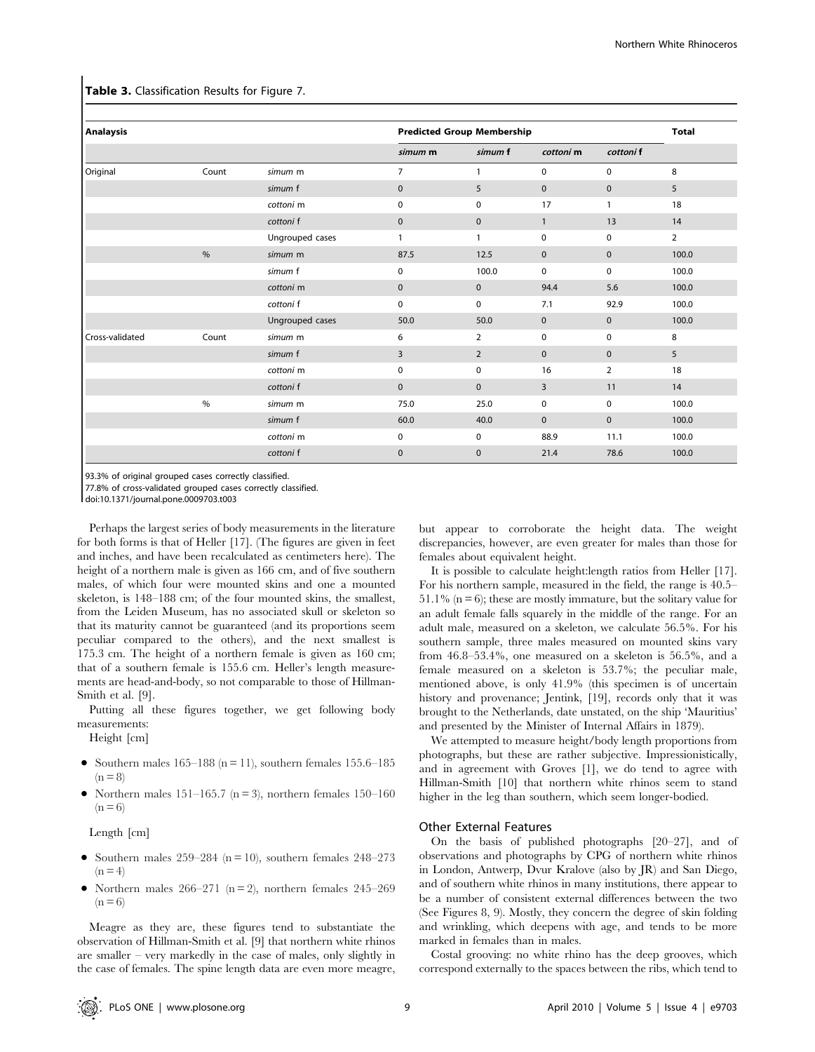**Table 3.** Classification Results for Figure 7.

| Analaysis | | | Predicted Group Membership | | | | Total |
|---|---|---|---|---|---|---|---|
| | | | *simum* m | *simum* f | *cottoni* m | *cottoni* f | |
| Original | Count | *simum* m | 7 | 1 | 0 | 0 | 8 |
| | | *simum* f | 0 | 5 | 0 | 0 | 5 |
| | | *cottoni* m | 0 | 0 | 17 | 1 | 18 |
| | | *cottoni* f | 0 | 0 | 1 | 13 | 14 |
| | | Ungrouped cases | 1 | 1 | 0 | 0 | 2 |
| | % | *simum* m | 87.5 | 12.5 | 0 | 0 | 100.0 |
| | | *simum* f | 0 | 100.0 | 0 | 0 | 100.0 |
| | | *cottoni* m | 0 | 0 | 94.4 | 5.6 | 100.0 |
| | | *cottoni* f | 0 | 0 | 7.1 | 92.9 | 100.0 |
| | | Ungrouped cases | 50.0 | 50.0 | 0 | 0 | 100.0 |
| Cross-validated | Count | *simum* m | 6 | 2 | 0 | 0 | 8 |
| | | *simum* f | 3 | 2 | 0 | 0 | 5 |
| | | *cottoni* m | 0 | 0 | 16 | 2 | 18 |
| | | *cottoni* f | 0 | 0 | 3 | 11 | 14 |
| | % | *simum* m | 75.0 | 25.0 | 0 | 0 | 100.0 |
| | | *simum* f | 60.0 | 40.0 | 0 | 0 | 100.0 |
| | | *cottoni* m | 0 | 0 | 88.9 | 11.1 | 100.0 |
| | | *cottoni* f | 0 | 0 | 21.4 | 78.6 | 100.0 |

93.3% of original grouped cases correctly classified.
77.8% of cross-validated grouped cases correctly classified.
doi:10.1371/journal.pone.0009703.t003

Perhaps the largest series of body measurements in the literature for both forms is that of Heller [17]. (The figures are given in feet and inches, and have been recalculated as centimeters here). The height of a northern male is given as 166 cm, and of five southern males, of which four were mounted skins and one a mounted skeleton, is 148–188 cm; of the four mounted skins, the smallest, from the Leiden Museum, has no associated skull or skeleton so that its maturity cannot be guaranteed (and its proportions seem peculiar compared to the others), and the next smallest is 175.3 cm. The height of a northern female is given as 160 cm; that of a southern female is 155.6 cm. Heller's length measurements are head-and-body, so not comparable to those of Hillman-Smith et al. [9].

Putting all these figures together, we get following body measurements:

Height [cm]

- Southern males 165–188 (n = 11), southern females 155.6–185 (n = 8)
- Northern males 151–165.7 (n = 3), northern females 150–160 (n = 6)

Length [cm]

- Southern males 259–284 (n = 10), southern females 248–273 (n = 4)
- Northern males 266–271 (n = 2), northern females 245–269 (n = 6)

Meagre as they are, these figures tend to substantiate the observation of Hillman-Smith et al. [9] that northern white rhinos are smaller – very markedly in the case of males, only slightly in the case of females. The spine length data are even more meagre, but appear to corroborate the height data. The weight discrepancies, however, are even greater for males than those for females about equivalent height.

It is possible to calculate height:length ratios from Heller [17]. For his northern sample, measured in the field, the range is 40.5–51.1% (n = 6); these are mostly immature, but the solitary value for an adult female falls squarely in the middle of the range. For an adult male, measured on a skeleton, we calculate 56.5%. For his southern sample, three males measured on mounted skins vary from 46.8–53.4%, one measured on a skeleton is 56.5%, and a female measured on a skeleton is 53.7%; the peculiar male, mentioned above, is only 41.9% (this specimen is of uncertain history and provenance; Jentink, [19], records only that it was brought to the Netherlands, date unstated, on the ship 'Mauritius' and presented by the Minister of Internal Affairs in 1879).

We attempted to measure height/body length proportions from photographs, but these are rather subjective. Impressionistically, and in agreement with Groves [1], we do tend to agree with Hillman-Smith [10] that northern white rhinos seem to stand higher in the leg than southern, which seem longer-bodied.

## Other External Features

On the basis of published photographs [20–27], and of observations and photographs by CPG of northern white rhinos in London, Antwerp, Dvur Kralove (also by JR) and San Diego, and of southern white rhinos in many institutions, there appear to be a number of consistent external differences between the two (See Figures 8, 9). Mostly, they concern the degree of skin folding and wrinkling, which deepens with age, and tends to be more marked in females than in males.

Costal grooving: no white rhino has the deep grooves, which correspond externally to the spaces between the ribs, which tend to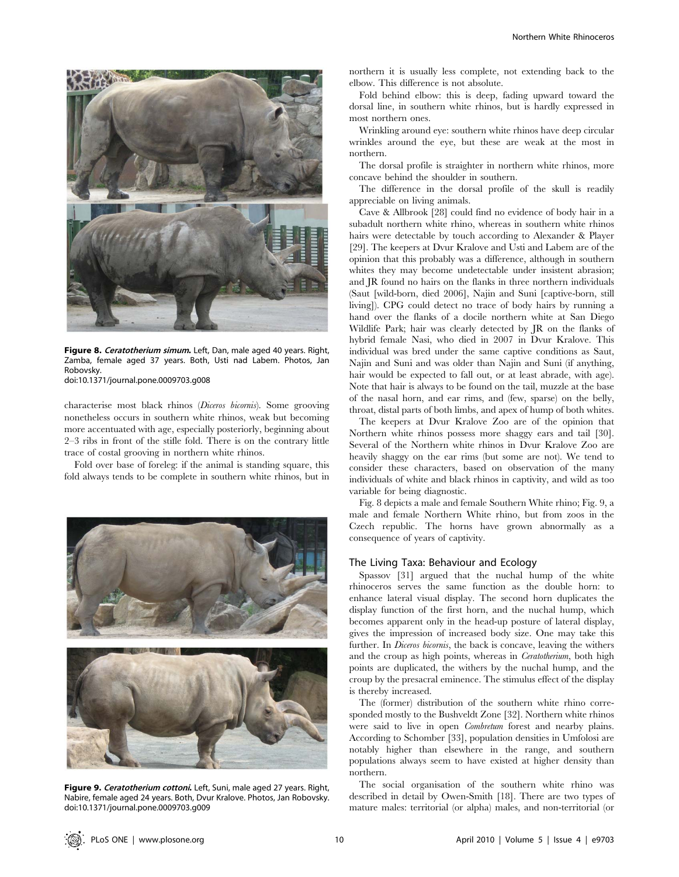**Figure 8. *Ceratotherium simum*.** Left, Dan, male aged 40 years. Right, Zamba, female aged 37 years. Both, Usti nad Labem. Photos, Jan Robovsky.
doi:10.1371/journal.pone.0009703.g008

characterise most black rhinos (*Diceros bicornis*). Some grooving nonetheless occurs in southern white rhinos, weak but becoming more accentuated with age, especially posteriorly, beginning about 2–3 ribs in front of the stifle fold. There is on the contrary little trace of costal grooving in northern white rhinos.

Fold over base of foreleg: if the animal is standing square, this fold always tends to be complete in southern white rhinos, but in northern it is usually less complete, not extending back to the elbow. This difference is not absolute.

Fold behind elbow: this is deep, fading upward toward the dorsal line, in southern white rhinos, but is hardly expressed in most northern ones.

Wrinkling around eye: southern white rhinos have deep circular wrinkles around the eye, but these are weak at the most in northern.

The dorsal profile is straighter in northern white rhinos, more concave behind the shoulder in southern.

The difference in the dorsal profile of the skull is readily appreciable on living animals.

Cave & Allbrook [28] could find no evidence of body hair in a subadult northern white rhino, whereas in southern white rhinos hairs were detectable by touch according to Alexander & Player [29]. The keepers at Dvur Kralove and Usti and Labem are of the opinion that this probably was a difference, although in southern whites they may become undetectable under insistent abrasion; and JR found no hairs on the flanks in three northern individuals (Saut [wild-born, died 2006], Najin and Suni [captive-born, still living]). CPG could detect no trace of body hairs by running a hand over the flanks of a docile northern white at San Diego Wildlife Park; hair was clearly detected by JR on the flanks of hybrid female Nasi, who died in 2007 in Dvur Kralove. This individual was bred under the same captive conditions as Saut, Najin and Suni and was older than Najin and Suni (if anything, hair would be expected to fall out, or at least abrade, with age). Note that hair is always to be found on the tail, muzzle at the base of the nasal horn, and ear rims, and (few, sparse) on the belly, throat, distal parts of both limbs, and apex of hump of both whites.

The keepers at Dvur Kralove Zoo are of the opinion that Northern white rhinos possess more shaggy ears and tail [30]. Several of the Northern white rhinos in Dvur Kralove Zoo are heavily shaggy on the ear rims (but some are not). We tend to consider these characters, based on observation of the many individuals of white and black rhinos in captivity, and wild as too variable for being diagnostic.

Fig. 8 depicts a male and female Southern White rhino; Fig. 9, a male and female Northern White rhino, but from zoos in the Czech republic. The horns have grown abnormally as a consequence of years of captivity.

**Figure 9. *Ceratotherium cottoni*.** Left, Suni, male aged 27 years. Right, Nabire, female aged 24 years. Both, Dvur Kralove. Photos, Jan Robovsky.
doi:10.1371/journal.pone.0009703.g009

## The Living Taxa: Behaviour and Ecology

Spassov [31] argued that the nuchal hump of the white rhinoceros serves the same function as the double horn: to enhance lateral visual display. The second horn duplicates the display function of the first horn, and the nuchal hump, which becomes apparent only in the head-up posture of lateral display, gives the impression of increased body size. One may take this further. In *Diceros bicornis*, the back is concave, leaving the withers and the croup as high points, whereas in *Ceratotherium*, both high points are duplicated, the withers by the nuchal hump, and the croup by the presacral eminence. The stimulus effect of the display is thereby increased.

The (former) distribution of the southern white rhino corresponded mostly to the Bushveldt Zone [32]. Northern white rhinos were said to live in open *Combretum* forest and nearby plains. According to Schomber [33], population densities in Umfolosi are notably higher than elsewhere in the range, and southern populations always seem to have existed at higher density than northern.

The social organisation of the southern white rhino was described in detail by Owen-Smith [18]. There are two types of mature males: territorial (or alpha) males, and non-territorial (or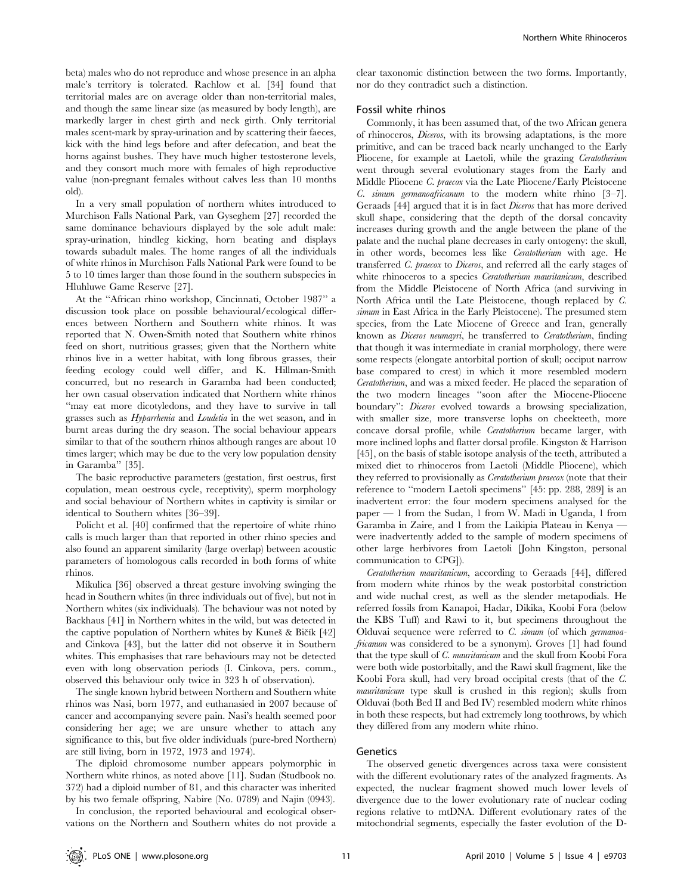beta) males who do not reproduce and whose presence in an alpha male's territory is tolerated. Rachlow et al. [34] found that territorial males are on average older than non-territorial males, and though the same linear size (as measured by body length), are markedly larger in chest girth and neck girth. Only territorial males scent-mark by spray-urination and by scattering their faeces, kick with the hind legs before and after defecation, and beat the horns against bushes. They have much higher testosterone levels, and they consort much more with females of high reproductive value (non-pregnant females without calves less than 10 months old).

In a very small population of northern whites introduced to Murchison Falls National Park, van Gyseghem [27] recorded the same dominance behaviours displayed by the sole adult male: spray-urination, hindleg kicking, horn beating and displays towards subadult males. The home ranges of all the individuals of white rhinos in Murchison Falls National Park were found to be 5 to 10 times larger than those found in the southern subspecies in Hluhluwe Game Reserve [27].

At the "African rhino workshop, Cincinnati, October 1987" a discussion took place on possible behavioural/ecological differences between Northern and Southern white rhinos. It was reported that N. Owen-Smith noted that Southern white rhinos feed on short, nutritious grasses; given that the Northern white rhinos live in a wetter habitat, with long fibrous grasses, their feeding ecology could well differ, and K. Hillman-Smith concurred, but no research in Garamba had been conducted; her own casual observation indicated that Northern white rhinos "may eat more dicotyledons, and they have to survive in tall grasses such as *Hyparrhenia* and *Loudetia* in the wet season, and in burnt areas during the dry season. The social behaviour appears similar to that of the southern rhinos although ranges are about 10 times larger; which may be due to the very low population density in Garamba" [35].

The basic reproductive parameters (gestation, first oestrus, first copulation, mean oestrous cycle, receptivity), sperm morphology and social behaviour of Northern whites in captivity is similar or identical to Southern whites [36–39].

Policht et al. [40] confirmed that the repertoire of white rhino calls is much larger than that reported in other rhino species and also found an apparent similarity (large overlap) between acoustic parameters of homologous calls recorded in both forms of white rhinos.

Mikulica [36] observed a threat gesture involving swinging the head in Southern whites (in three individuals out of five), but not in Northern whites (six individuals). The behaviour was not noted by Backhaus [41] in Northern whites in the wild, but was detected in the captive population of Northern whites by Kuneš & Bičík [42] and Cinkova [43], but the latter did not observe it in Southern whites. This emphasises that rare behaviours may not be detected even with long observation periods (I. Cinkova, pers. comm., observed this behaviour only twice in 323 h of observation).

The single known hybrid between Northern and Southern white rhinos was Nasi, born 1977, and euthanasied in 2007 because of cancer and accompanying severe pain. Nasi's health seemed poor considering her age; we are unsure whether to attach any significance to this, but five older individuals (pure-bred Northern) are still living, born in 1972, 1973 and 1974).

The diploid chromosome number appears polymorphic in Northern white rhinos, as noted above [11]. Sudan (Studbook no. 372) had a diploid number of 81, and this character was inherited by his two female offspring, Nabire (No. 0789) and Najin (0943).

In conclusion, the reported behavioural and ecological observations on the Northern and Southern whites do not provide a clear taxonomic distinction between the two forms. Importantly, nor do they contradict such a distinction.

## Fossil white rhinos

Commonly, it has been assumed that, of the two African genera of rhinoceros, *Diceros*, with its browsing adaptations, is the more primitive, and can be traced back nearly unchanged to the Early Pliocene, for example at Laetoli, while the grazing *Ceratotherium* went through several evolutionary stages from the Early and Middle Pliocene *C. praecox* via the Late Pliocene/Early Pleistocene *C. simum germanoafricanum* to the modern white rhino [3–7]. Geraads [44] argued that it is in fact *Diceros* that has more derived skull shape, considering that the depth of the dorsal concavity increases during growth and the angle between the plane of the palate and the nuchal plane decreases in early ontogeny: the skull, in other words, becomes less like *Ceratotherium* with age. He transferred *C. praecox* to *Diceros*, and referred all the early stages of white rhinoceros to a species *Ceratotherium mauritanicum*, described from the Middle Pleistocene of North Africa (and surviving in North Africa until the Late Pleistocene, though replaced by *C. simum* in East Africa in the Early Pleistocene). The presumed stem species, from the Late Miocene of Greece and Iran, generally known as *Diceros neumayri*, he transferred to *Ceratotherium*, finding that though it was intermediate in cranial morphology, there were some respects (elongate antorbital portion of skull; occiput narrow base compared to crest) in which it more resembled modern *Ceratotherium*, and was a mixed feeder. He placed the separation of the two modern lineages "soon after the Miocene-Pliocene boundary": *Diceros* evolved towards a browsing specialization, with smaller size, more transverse lophs on cheekteeth, more concave dorsal profile, while *Ceratotherium* became larger, with more inclined lophs and flatter dorsal profile. Kingston & Harrison [45], on the basis of stable isotope analysis of the teeth, attributed a mixed diet to rhinoceros from Laetoli (Middle Pliocene), which they referred to provisionally as *Ceratotherium praecox* (note that their reference to "modern Laetoli specimens" [45: pp. 288, 289] is an inadvertent error: the four modern specimens analysed for the paper — 1 from the Sudan, 1 from W. Madi in Uganda, 1 from Garamba in Zaire, and 1 from the Laikipia Plateau in Kenya — were inadvertently added to the sample of modern specimens of other large herbivores from Laetoli [John Kingston, personal communication to CPG]).

*Ceratotherium mauritanicum*, according to Geraads [44], differed from modern white rhinos by the weak postorbital constriction and wide nuchal crest, as well as the slender metapodials. He referred fossils from Kanapoi, Hadar, Dikika, Koobi Fora (below the KBS Tuff) and Rawi to it, but specimens throughout the Olduvai sequence were referred to *C. simum* (of which *germanoafricanum* was considered to be a synonym). Groves [1] had found that the type skull of *C. mauritanicum* and the skull from Koobi Fora were both wide postorbitally, and the Rawi skull fragment, like the Koobi Fora skull, had very broad occipital crests (that of the *C. mauritanicum* type skull is crushed in this region); skulls from Olduvai (both Bed II and Bed IV) resembled modern white rhinos in both these respects, but had extremely long toothrows, by which they differed from any modern white rhino.

## Genetics

The observed genetic divergences across taxa were consistent with the different evolutionary rates of the analyzed fragments. As expected, the nuclear fragment showed much lower levels of divergence due to the lower evolutionary rate of nuclear coding regions relative to mtDNA. Different evolutionary rates of the mitochondrial segments, especially the faster evolution of the D-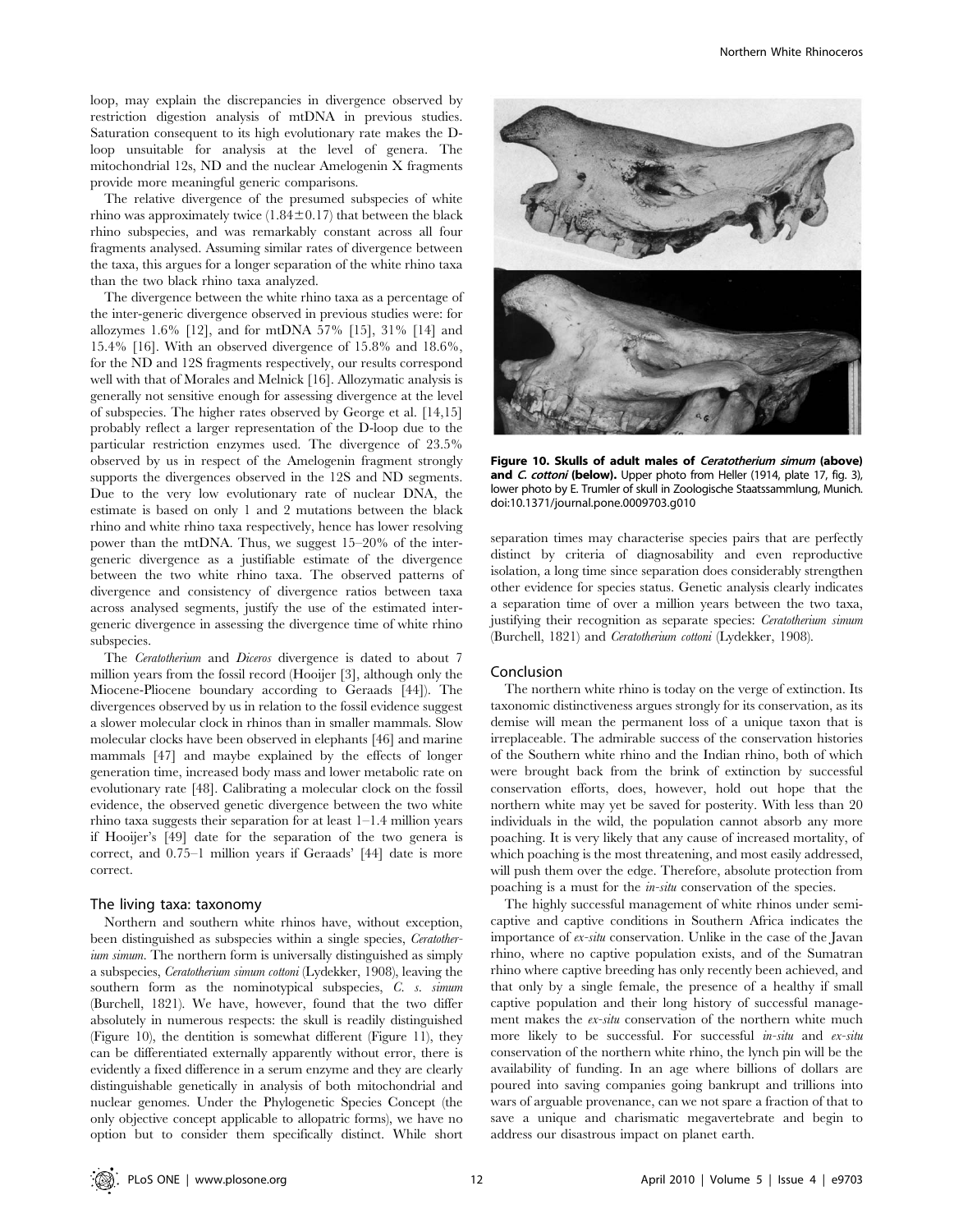loop, may explain the discrepancies in divergence observed by restriction digestion analysis of mtDNA in previous studies. Saturation consequent to its high evolutionary rate makes the D-loop unsuitable for analysis at the level of genera. The mitochondrial 12s, ND and the nuclear Amelogenin X fragments provide more meaningful generic comparisons.

The relative divergence of the presumed subspecies of white rhino was approximately twice ($1.84 \pm 0.17$) that between the black rhino subspecies, and was remarkably constant across all four fragments analysed. Assuming similar rates of divergence between the taxa, this argues for a longer separation of the white rhino taxa than the two black rhino taxa analyzed.

The divergence between the white rhino taxa as a percentage of the inter-generic divergence observed in previous studies were: for allozymes 1.6% [12], and for mtDNA 57% [15], 31% [14] and 15.4% [16]. With an observed divergence of 15.8% and 18.6%, for the ND and 12S fragments respectively, our results correspond well with that of Morales and Melnick [16]. Allozymatic analysis is generally not sensitive enough for assessing divergence at the level of subspecies. The higher rates observed by George et al. [14,15] probably reflect a larger representation of the D-loop due to the particular restriction enzymes used. The divergence of 23.5% observed by us in respect of the Amelogenin fragment strongly supports the divergences observed in the 12S and ND segments. Due to the very low evolutionary rate of nuclear DNA, the estimate is based on only 1 and 2 mutations between the black rhino and white rhino taxa respectively, hence has lower resolving power than the mtDNA. Thus, we suggest 15–20% of the inter-generic divergence as a justifiable estimate of the divergence between the two white rhino taxa. The observed patterns of divergence and consistency of divergence ratios between taxa across analysed segments, justify the use of the estimated inter-generic divergence in assessing the divergence time of white rhino subspecies.

The *Ceratotherium* and *Diceros* divergence is dated to about 7 million years from the fossil record (Hooijer [3], although only the Miocene-Pliocene boundary according to Geraads [44]). The divergences observed by us in relation to the fossil evidence suggest a slower molecular clock in rhinos than in smaller mammals. Slow molecular clocks have been observed in elephants [46] and marine mammals [47] and maybe explained by the effects of longer generation time, increased body mass and lower metabolic rate on evolutionary rate [48]. Calibrating a molecular clock on the fossil evidence, the observed genetic divergence between the two white rhino taxa suggests their separation for at least 1–1.4 million years if Hooijer's [49] date for the separation of the two genera is correct, and 0.75–1 million years if Geraads' [44] date is more correct.

### The living taxa: taxonomy

Northern and southern white rhinos have, without exception, been distinguished as subspecies within a single species, *Ceratotherium simum*. The northern form is universally distinguished as simply a subspecies, *Ceratotherium simum cottoni* (Lydekker, 1908), leaving the southern form as the nominotypical subspecies, *C. s. simum* (Burchell, 1821). We have, however, found that the two differ absolutely in numerous respects: the skull is readily distinguished (Figure 10), the dentition is somewhat different (Figure 11), they can be differentiated externally apparently without error, there is evidently a fixed difference in a serum enzyme and they are clearly distinguishable genetically in analysis of both mitochondrial and nuclear genomes. Under the Phylogenetic Species Concept (the only objective concept applicable to allopatric forms), we have no option but to consider them specifically distinct. While short separation times may characterise species pairs that are perfectly distinct by criteria of diagnosability and even reproductive isolation, a long time since separation does considerably strengthen other evidence for species status. Genetic analysis clearly indicates a separation time of over a million years between the two taxa, justifying their recognition as separate species: *Ceratotherium simum* (Burchell, 1821) and *Ceratotherium cottoni* (Lydekker, 1908).

**Figure 10. Skulls of adult males of *Ceratotherium simum* (above) and *C. cottoni* (below).** Upper photo from Heller (1914, plate 17, fig. 3), lower photo by E. Trumler of skull in Zoologische Staatssammlung, Munich. doi:10.1371/journal.pone.0009703.g010

### Conclusion

The northern white rhino is today on the verge of extinction. Its taxonomic distinctiveness argues strongly for its conservation, as its demise will mean the permanent loss of a unique taxon that is irreplaceable. The admirable success of the conservation histories of the Southern white rhino and the Indian rhino, both of which were brought back from the brink of extinction by successful conservation efforts, does, however, hold out hope that the northern white may yet be saved for posterity. With less than 20 individuals in the wild, the population cannot absorb any more poaching. It is very likely that any cause of increased mortality, of which poaching is the most threatening, and most easily addressed, will push them over the edge. Therefore, absolute protection from poaching is a must for the *in-situ* conservation of the species.

The highly successful management of white rhinos under semi-captive and captive conditions in Southern Africa indicates the importance of *ex-situ* conservation. Unlike in the case of the Javan rhino, where no captive population exists, and of the Sumatran rhino where captive breeding has only recently been achieved, and that only by a single female, the presence of a healthy if small captive population and their long history of successful management makes the *ex-situ* conservation of the northern white much more likely to be successful. For successful *in-situ* and *ex-situ* conservation of the northern white rhino, the lynch pin will be the availability of funding. In an age where billions of dollars are poured into saving companies going bankrupt and trillions into wars of arguable provenance, can we not spare a fraction of that to save a unique and charismatic megavertebrate and begin to address our disastrous impact on planet earth.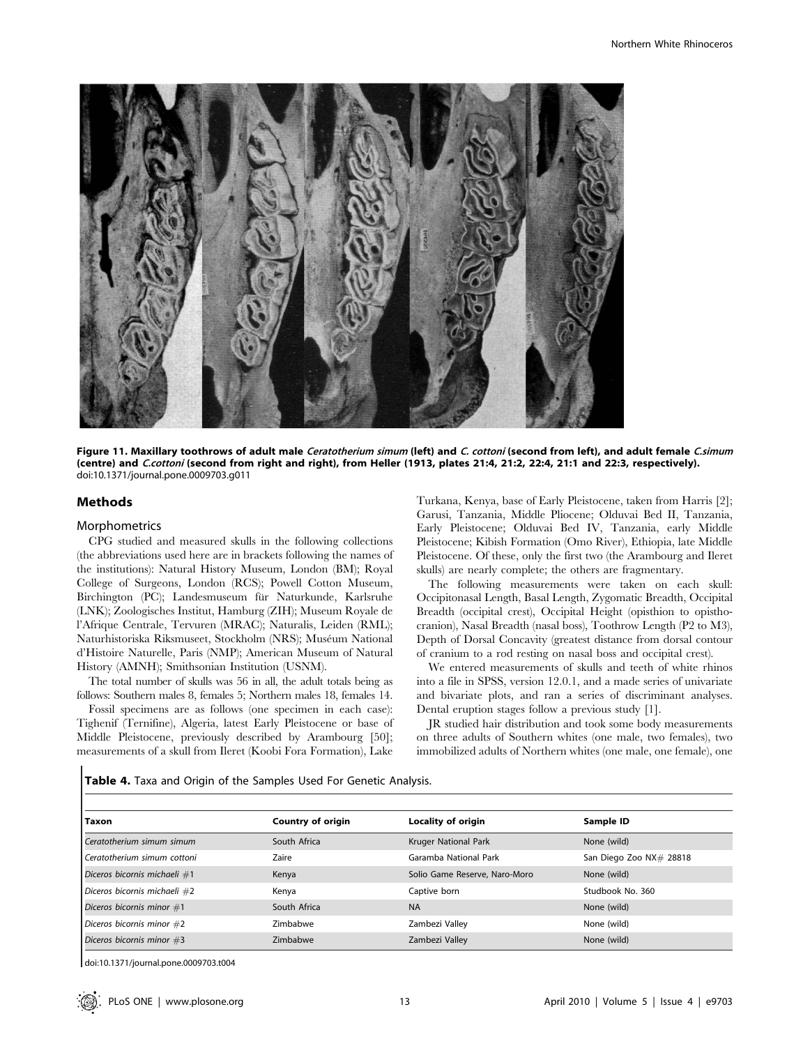**Figure 11. Maxillary toothrows of adult male *Ceratotherium simum* (left) and *C. cottoni* (second from left), and adult female *C.simum* (centre) and *C.cottoni* (second from right and right), from Heller (1913, plates 21:4, 21:2, 22:4, 21:1 and 22:3, respectively).**
doi:10.1371/journal.pone.0009703.g011

## Methods

### Morphometrics

CPG studied and measured skulls in the following collections (the abbreviations used here are in brackets following the names of the institutions): Natural History Museum, London (BM); Royal College of Surgeons, London (RCS); Powell Cotton Museum, Birchington (PC); Landesmuseum für Naturkunde, Karlsruhe (LNK); Zoologisches Institut, Hamburg (ZIH); Museum Royale de l'Afrique Centrale, Tervuren (MRAC); Naturalis, Leiden (RML); Naturhistoriska Riksmuseet, Stockholm (NRS); Muséum National d'Histoire Naturelle, Paris (NMP); American Museum of Natural History (AMNH); Smithsonian Institution (USNM).

The total number of skulls was 56 in all, the adult totals being as follows: Southern males 8, females 5; Northern males 18, females 14.

Fossil specimens are as follows (one specimen in each case): Tighenif (Ternifine), Algeria, latest Early Pleistocene or base of Middle Pleistocene, previously described by Arambourg [50]; measurements of a skull from Ileret (Koobi Fora Formation), Lake Turkana, Kenya, base of Early Pleistocene, taken from Harris [2]; Garusi, Tanzania, Middle Pliocene; Olduvai Bed II, Tanzania, Early Pleistocene; Olduvai Bed IV, Tanzania, early Middle Pleistocene; Kibish Formation (Omo River), Ethiopia, late Middle Pleistocene. Of these, only the first two (the Arambourg and Ileret skulls) are nearly complete; the others are fragmentary.

The following measurements were taken on each skull: Occipitonasal Length, Basal Length, Zygomatic Breadth, Occipital Breadth (occipital crest), Occipital Height (opisthion to opisthocranion), Nasal Breadth (nasal boss), Toothrow Length (P2 to M3), Depth of Dorsal Concavity (greatest distance from dorsal contour of cranium to a rod resting on nasal boss and occipital crest).

We entered measurements of skulls and teeth of white rhinos into a file in SPSS, version 12.0.1, and a made series of univariate and bivariate plots, and ran a series of discriminant analyses. Dental eruption stages follow a previous study [1].

JR studied hair distribution and took some body measurements on three adults of Southern whites (one male, two females), two immobilized adults of Northern whites (one male, one female), one

**Table 4.** Taxa and Origin of the Samples Used For Genetic Analysis.

| Taxon | Country of origin | Locality of origin | Sample ID |
|---|---|---|---|
| *Ceratotherium simum simum* | South Africa | Kruger National Park | None (wild) |
| *Ceratotherium simum cottoni* | Zaire | Garamba National Park | San Diego Zoo NX# 28818 |
| *Diceros bicornis michaeli* #1 | Kenya | Solio Game Reserve, Naro-Moro | None (wild) |
| *Diceros bicornis michaeli* #2 | Kenya | Captive born | Studbook No. 360 |
| *Diceros bicornis minor* #1 | South Africa | NA | None (wild) |
| *Diceros bicornis minor* #2 | Zimbabwe | Zambezi Valley | None (wild) |
| *Diceros bicornis minor* #3 | Zimbabwe | Zambezi Valley | None (wild) |

doi:10.1371/journal.pone.0009703.t004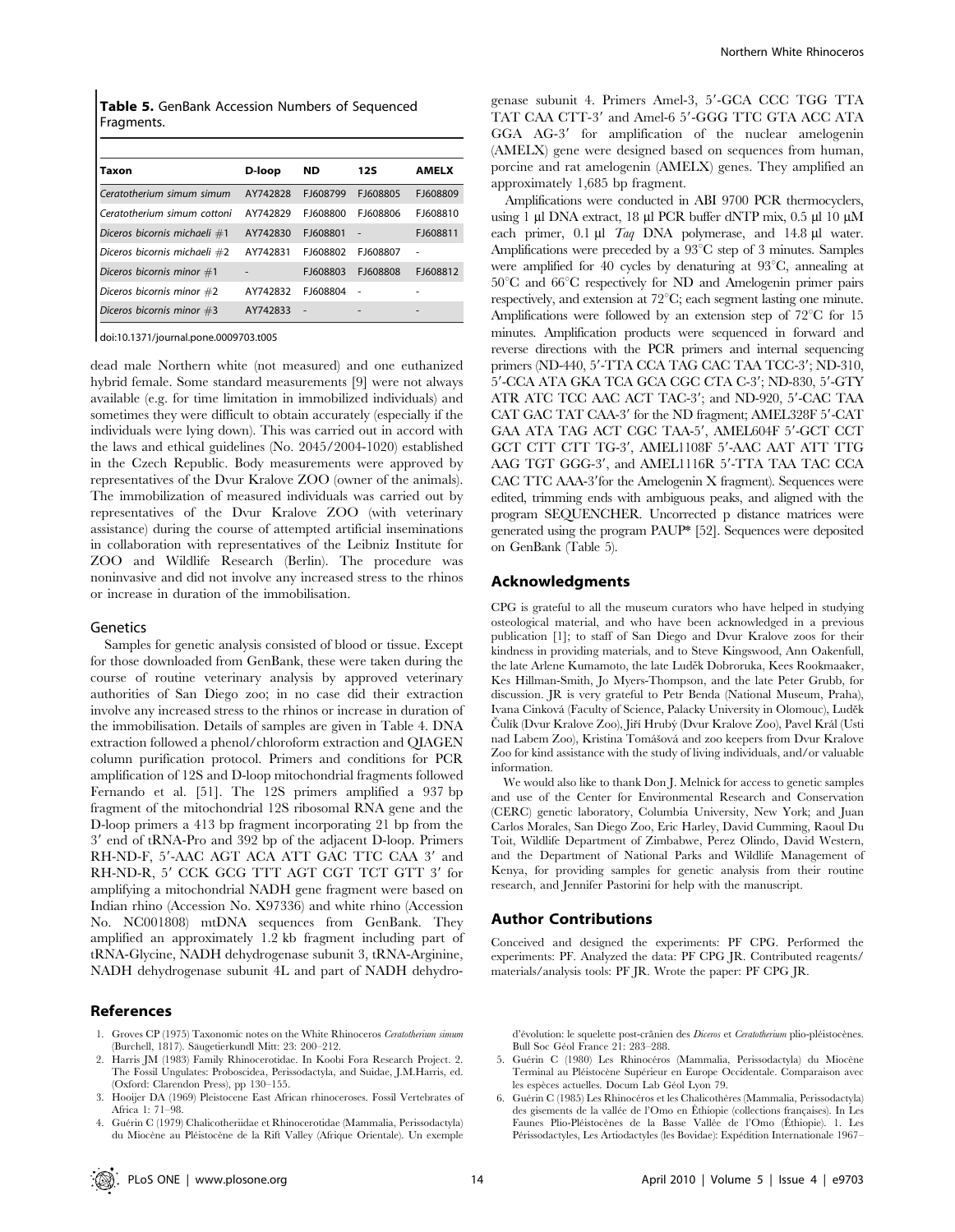**Table 5.** GenBank Accession Numbers of Sequenced Fragments.

| Taxon | D-loop | ND | 12S | AMELX |
|---|---|---|---|---|
| *Ceratotherium simum simum* | AY742828 | FJ608799 | FJ608805 | FJ608809 |
| *Ceratotherium simum cottoni* | AY742829 | FJ608800 | FJ608806 | FJ608810 |
| *Diceros bicornis michaeli* #1 | AY742830 | FJ608801 | - | FJ608811 |
| *Diceros bicornis michaeli* #2 | AY742831 | FJ608802 | FJ608807 | - |
| *Diceros bicornis minor* #1 | - | FJ608803 | FJ608808 | FJ608812 |
| *Diceros bicornis minor* #2 | AY742832 | FJ608804 | - | - |
| *Diceros bicornis minor* #3 | AY742833 | - | - | - |

doi:10.1371/journal.pone.0009703.t005

dead male Northern white (not measured) and one euthanized hybrid female. Some standard measurements [9] were not always available (e.g. for time limitation in immobilized individuals) and sometimes they were difficult to obtain accurately (especially if the individuals were lying down). This was carried out in accord with the laws and ethical guidelines (No. 2045/2004-1020) established in the Czech Republic. Body measurements were approved by representatives of the Dvur Kralove ZOO (owner of the animals). The immobilization of measured individuals was carried out by representatives of the Dvur Kralove ZOO (with veterinary assistance) during the course of attempted artificial inseminations in collaboration with representatives of the Leibniz Institute for ZOO and Wildlife Research (Berlin). The procedure was noninvasive and did not involve any increased stress to the rhinos or increase in duration of the immobilisation.

### Genetics

Samples for genetic analysis consisted of blood or tissue. Except for those downloaded from GenBank, these were taken during the course of routine veterinary analysis by approved veterinary authorities of San Diego zoo; in no case did their extraction involve any increased stress to the rhinos or increase in duration of the immobilisation. Details of samples are given in Table 4. DNA extraction followed a phenol/chloroform extraction and QIAGEN column purification protocol. Primers and conditions for PCR amplification of 12S and D-loop mitochondrial fragments followed Fernando et al. [51]. The 12S primers amplified a 937 bp fragment of the mitochondrial 12S ribosomal RNA gene and the D-loop primers a 413 bp fragment incorporating 21 bp from the 3′ end of tRNA-Pro and 392 bp of the adjacent D-loop. Primers RH-ND-F, 5′-AAC AGT ACA ATT GAC TTC CAA 3′ and RH-ND-R, 5′ CCK GCG TTT AGT CGT TCT GTT 3′ for amplifying a mitochondrial NADH gene fragment were based on Indian rhino (Accession No. X97336) and white rhino (Accession No. NC001808) mtDNA sequences from GenBank. They amplified an approximately 1.2 kb fragment including part of tRNA-Glycine, NADH dehydrogenase subunit 3, tRNA-Arginine, NADH dehydrogenase subunit 4L and part of NADH dehydrogenase subunit 4. Primers Amel-3, 5′-GCA CCC TGG TTA TAT CAA CTT-3′ and Amel-6 5′-GGG TTC GTA ACC ATA GGA AG-3′ for amplification of the nuclear amelogenin (AMELX) gene were designed based on sequences from human, porcine and rat amelogenin (AMELX) genes. They amplified an approximately 1,685 bp fragment.

Amplifications were conducted in ABI 9700 PCR thermocyclers, using 1 µl DNA extract, 18 µl PCR buffer dNTP mix, 0.5 µl 10 µM each primer, 0.1 µl *Taq* DNA polymerase, and 14.8 µl water. Amplifications were preceded by a 93°C step of 3 minutes. Samples were amplified for 40 cycles by denaturing at 93°C, annealing at 50°C and 66°C respectively for ND and Amelogenin primer pairs respectively, and extension at 72°C; each segment lasting one minute. Amplifications were followed by an extension step of 72°C for 15 minutes. Amplification products were sequenced in forward and reverse directions with the PCR primers and internal sequencing primers (ND-440, 5′-TTA CCA TAG CAC TAA TCC-3′; ND-310, 5′-CCA ATA GKA TCA GCA CGC CTA C-3′; ND-830, 5′-GTY ATR ATC TCC AAC ACT TAC-3′; and ND-920, 5′-CAC TAA CAT GAC TAT CAA-3′ for the ND fragment; AMEL328F 5′-CAT GAA ATA TAG ACT CGC TAA-5′, AMEL604F 5′-GCT CCT GCT CTT CTT TG-3′, AMEL1108F 5′-AAC AAT ATT TTG AAG TGT GGG-3′, and AMEL1116R 5′-TTA TAA TAC CCA CAC TTC AAA-3′for the Amelogenin X fragment). Sequences were edited, trimming ends with ambiguous peaks, and aligned with the program SEQUENCHER. Uncorrected p distance matrices were generated using the program PAUP* [52]. Sequences were deposited on GenBank (Table 5).

## Acknowledgments

CPG is grateful to all the museum curators who have helped in studying osteological material, and who have been acknowledged in a previous publication [1]; to staff of San Diego and Dvur Kralove zoos for their kindness in providing materials, and to Steve Kingswood, Ann Oakenfull, the late Arlene Kumamoto, the late Luděk Dobroruka, Kees Rookmaaker, Kes Hillman-Smith, Jo Myers-Thompson, and the late Peter Grubb, for discussion. JR is very grateful to Petr Benda (National Museum, Praha), Ivana Cinková (Faculty of Science, Palacky University in Olomouc), Luděk Čulík (Dvur Kralove Zoo), Jiří Hrubý (Dvur Kralove Zoo), Pavel Král (Usti nad Labem Zoo), Kristina Tomášová and zoo keepers from Dvur Kralove Zoo for kind assistance with the study of living individuals, and/or valuable information.

We would also like to thank Don J. Melnick for access to genetic samples and use of the Center for Environmental Research and Conservation (CERC) genetic laboratory, Columbia University, New York; and Juan Carlos Morales, San Diego Zoo, Eric Harley, David Cumming, Raoul Du Toit, Wildlife Department of Zimbabwe, Perez Olindo, David Western, and the Department of National Parks and Wildlife Management of Kenya, for providing samples for genetic analysis from their routine research, and Jennifer Pastorini for help with the manuscript.

## Author Contributions

Conceived and designed the experiments: PF CPG. Performed the experiments: PF. Analyzed the data: PF CPG JR. Contributed reagents/materials/analysis tools: PF JR. Wrote the paper: PF CPG JR.

## References

1. Groves CP (1975) Taxonomic notes on the White Rhinoceros *Ceratotherium simum* (Burchell, 1817). Säugetierkundl Mitt: 23: 200–212.
2. Harris JM (1983) Family Rhinocerotidae. In Koobi Fora Research Project. 2. The Fossil Ungulates: Proboscidea, Perissodactyla, and Suidae, J.M.Harris, ed. (Oxford: Clarendon Press), pp 130–155.
3. Hooijer DA (1969) Pleistocene East African rhinoceroses. Fossil Vertebrates of Africa 1: 71–98.
4. Guérin C (1979) Chalicotheriidae et Rhinocerotidae (Mammalia, Perissodactyla) du Miocène au Pléistocène de la Rift Valley (Afrique Orientale). Un exemple d'évolution: le squelette post-crânien des *Diceros* et *Ceratotherium* plio-pléistocènes. Bull Soc Géol France 21: 283–288.
5. Guérin C (1980) Les Rhinocéros (Mammalia, Perissodactyla) du Miocène Terminal au Pléistocène Supérieur en Europe Occidentale. Comparaison avec les espèces actuelles. Docum Lab Géol Lyon 79.
6. Guérin C (1985) Les Rhinocéros et les Chalicothères (Mammalia, Perissodactyla) des gisements de la vallée de l'Omo en Éthiopie (collections françaises). In Les Faunes Plio-Pléistocènes de la Basse Vallée de l'Omo (Éthiopie). 1. Les Périssodactyles, Les Artiodactyles (les Bovidae): Expédition Internationale 1967–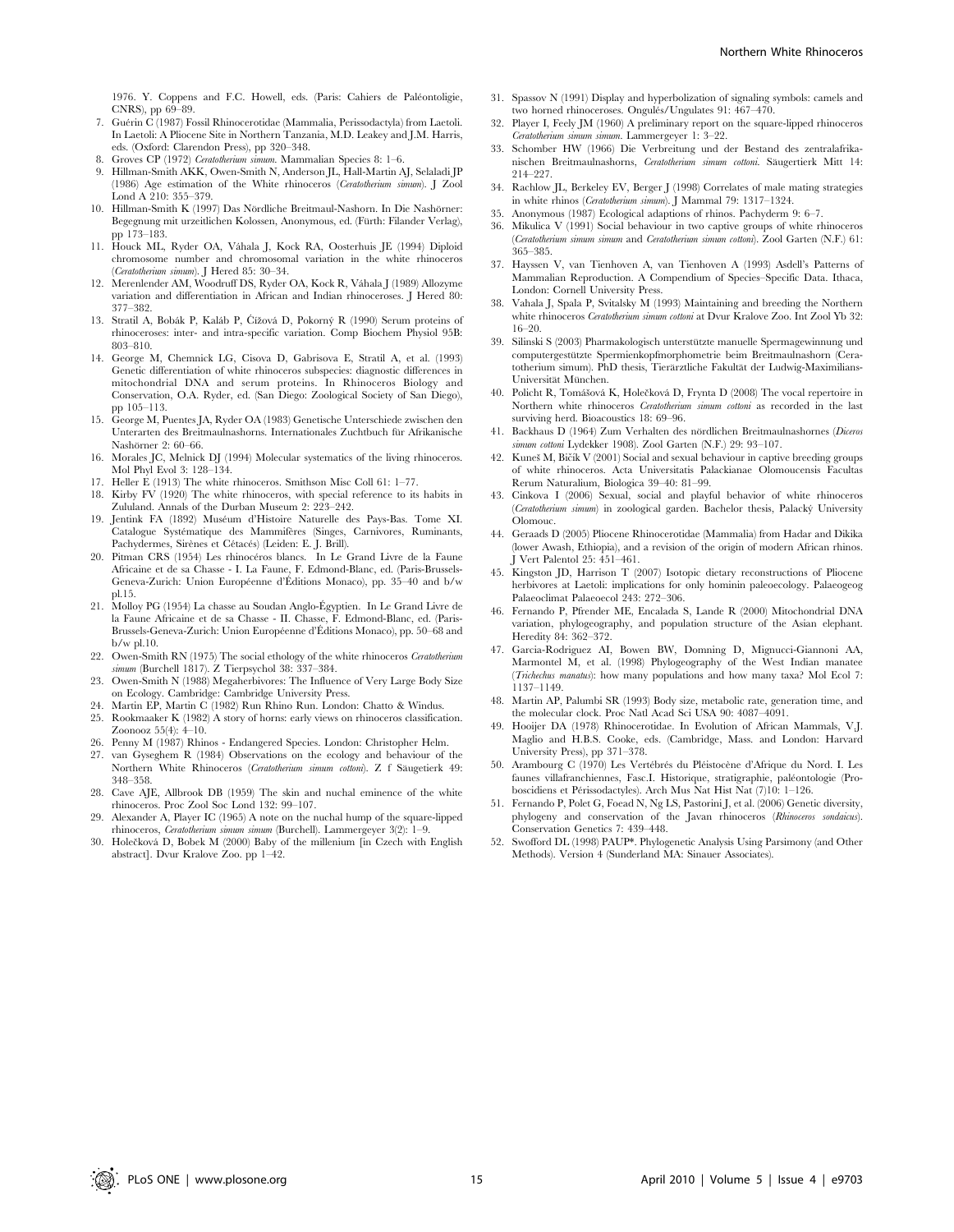1976. Y. Coppens and F.C. Howell, eds. (Paris: Cahiers de Paléontoligie, CNRS), pp. 69–89.

7. Guérin C (1987) Fossil Rhinocerotidae (Mammalia, Perissodactyla) from Laetoli. In Laetoli: A Pliocene Site in Northern Tanzania, M.D. Leakey and J.M. Harris, eds. (Oxford: Clarendon Press), pp 320–348.
8. Groves CP (1972) *Ceratotherium simum*. Mammalian Species 8: 1–6.
9. Hillman-Smith AKK, Owen-Smith N, Anderson JL, Hall-Martin AJ, Selaladi JP (1986) Age estimation of the White rhinoceros (*Ceratotherium simum*). J Zool Lond A 210: 355–379.
10. Hillman-Smith K (1997) Das Nördliche Breitmaul-Nashorn. In Die Nashörner: Begegnung mit urzeitlichen Kolossen, Anonymous, ed. (Fürth: Filander Verlag), pp 173–183.
11. Houck ML, Ryder OA, Váhala J, Kock RA, Oosterhuis JE (1994) Diploid chromosome number and chromosomal variation in the white rhinoceros (*Ceratotherium simum*). J Hered 85: 30–34.
12. Merenlender AM, Woodruff DS, Ryder OA, Kock R, Váhala J (1989) Allozyme variation and differentiation in African and Indian rhinoceroses. J Hered 80: 377–382.
13. Stratil A, Bobák P, Kaláb P, Čížová D, Pokorný R (1990) Serum proteins of rhinoceroses: inter- and intra-specific variation. Comp Biochem Physiol 95B: 803–810.
14. George M, Chemnick LG, Cisova D, Gabrisova E, Stratil A, et al. (1993) Genetic differentiation of white rhinoceros subspecies: diagnostic differences in mitochondrial DNA and serum proteins. In Rhinoceros Biology and Conservation, O.A. Ryder, ed. (San Diego: Zoological Society of San Diego), pp 105–113.
15. George M, Puentes JA, Ryder OA (1983) Genetische Unterschiede zwischen den Unterarten des Breitmaulnashorns. Internationales Zuchtbuch für Afrikanische Nashörner 2: 60–66.
16. Morales JC, Melnick DJ (1994) Molecular systematics of the living rhinoceros. Mol Phyl Evol 3: 128–134.
17. Heller E (1913) The white rhinoceros. Smithson Misc Coll 61: 1–77.
18. Kirby FV (1920) The white rhinoceros, with special reference to its habits in Zululand. Annals of the Durban Museum 2: 223–242.
19. Jentink FA (1892) Muséum d'Histoire Naturelle des Pays-Bas. Tome XI. Catalogue Systématique des Mammifères (Singes, Carnivores, Ruminants, Pachydermes, Sirènes et Cétacés) (Leiden: E. J. Brill).
20. Pitman CRS (1954) Les rhinocéros blancs. In Le Grand Livre de la Faune Africaine et de sa Chasse - I. La Faune, F. Edmond-Blanc, ed. (Paris-Brussels-Geneva-Zurich: Union Européenne d'Éditions Monaco), pp. 35–40 and b/w pl.15.
21. Molloy PG (1954) La chasse au Soudan Anglo-Égyptien. In Le Grand Livre de la Faune Africaine et de sa Chasse - II. Chasse, F. Edmond-Blanc, ed. (Paris-Brussels-Geneva-Zurich: Union Européenne d'Éditions Monaco), pp. 50–68 and b/w pl.10.
22. Owen-Smith RN (1975) The social ethology of the white rhinoceros *Ceratotherium simum* (Burchell 1817). Z Tierpsychol 38: 337–384.
23. Owen-Smith N (1988) Megaherbivores: The Influence of Very Large Body Size on Ecology. Cambridge: Cambridge University Press.
24. Martin EP, Martin C (1982) Run Rhino Run. London: Chatto & Windus.
25. Rookmaaker K (1982) A story of horns: early views on rhinoceros classification. Zoonooz 55(4): 4–10.
26. Penny M (1987) Rhinos - Endangered Species. London: Christopher Helm.
27. van Gyseghem R (1984) Observations on the ecology and behaviour of the Northern White Rhinoceros (*Ceratotherium simum cottoni*). Z f Säugetierk 49: 348–358.
28. Cave AJE, Allbrook DB (1959) The skin and nuchal eminence of the white rhinoceros. Proc Zool Soc Lond 132: 99–107.
29. Alexander A, Player IC (1965) A note on the nuchal hump of the square-lipped rhinoceros, *Ceratotherium simum simum* (Burchell). Lammergeyer 3(2): 1–9.
30. Holečková D, Bobek M (2000) Baby of the millenium [in Czech with English abstract]. Dvur Kralove Zoo. pp 1–42.
31. Spassov N (1991) Display and hyperbolization of signaling symbols: camels and two horned rhinoceroses. Ongulés/Ungulates 91: 467–470.
32. Player I, Feely JM (1960) A preliminary report on the square-lipped rhinoceros *Ceratotherium simum simum*. Lammergeyer 1: 3–22.
33. Schomber HW (1966) Die Verbreitung und der Bestand des zentralafrikanischen Breitmaulnashorns, *Ceratotherium simum cottoni*. Säugertierk Mitt 14: 214–227.
34. Rachlow JL, Berkeley EV, Berger J (1998) Correlates of male mating strategies in white rhinos (*Ceratotherium simum*). J Mammal 79: 1317–1324.
35. Anonymous (1987) Ecological adaptions of rhinos. Pachyderm 9: 6–7.
36. Mikulica V (1991) Social behaviour in two captive groups of white rhinoceros (*Ceratotherium simum simum* and *Ceratotherium simum cottoni*). Zool Garten (N.F.) 61: 365–385.
37. Hayssen V, van Tienhoven A, van Tienhoven A (1993) Asdell's Patterns of Mammalian Reproduction. A Compendium of Species–Specific Data. Ithaca, London: Cornell University Press.
38. Vahala J, Spala P, Svitalsky M (1993) Maintaining and breeding the Northern white rhinoceros *Ceratotherium simum cottoni* at Dvur Kralove Zoo. Int Zool Yb 32: 16–20.
39. Silinski S (2003) Pharmakologisch unterstützte manuelle Spermagewinnung und computergestützte Spermienkopfmorphometrie beim Breitmaulnashorn (Ceratotherium simum). PhD thesis, Tierärztliche Fakultät der Ludwig-Maximilians-Universität München.
40. Policht R, Tomášová K, Holečková D, Frynta D (2008) The vocal repertoire in Northern white rhinoceros *Ceratotherium simum cottoni* as recorded in the last surviving herd. Bioacoustics 18: 69–96.
41. Backhaus D (1964) Zum Verhalten des nördlichen Breitmaulnashornes (*Diceros simum cottoni* Lydekker 1908). Zool Garten (N.F.) 29: 93–107.
42. Kuneš M, Bičík V (2001) Social and sexual behaviour in captive breeding groups of white rhinoceros. Acta Universitatis Palackianae Olomoucensis Facultas Rerum Naturalium, Biologica 39–40: 81–99.
43. Cinkova I (2006) Sexual, social and playful behavior of white rhinoceros (*Ceratotherium simum*) in zoological garden. Bachelor thesis, Palacký University Olomouc.
44. Geraads D (2005) Pliocene Rhinocerotidae (Mammalia) from Hadar and Dikika (lower Awash, Ethiopia), and a revision of the origin of modern African rhinos. J Vert Palentol 25: 451–461.
45. Kingston JD, Harrison T (2007) Isotopic dietary reconstructions of Pliocene herbivores at Laetoli: implications for only hominin paleoecology. Palaeogeog Palaeoclimat Palaeoecol 243: 272–306.
46. Fernando P, Pfrender ME, Encalada S, Lande R (2000) Mitochondrial DNA variation, phylogeography, and population structure of the Asian elephant. Heredity 84: 362–372.
47. Garcia-Rodriguez AI, Bowen BW, Domning D, Mignucci-Giannoni AA, Marmontel M, et al. (1998) Phylogeography of the West Indian manatee (*Trichechus manatus*): how many populations and how many taxa? Mol Ecol 7: 1137–1149.
48. Martin AP, Palumbi SR (1993) Body size, metabolic rate, generation time, and the molecular clock. Proc Natl Acad Sci USA 90: 4087–4091.
49. Hooijer DA (1978) Rhinocerotidae. In Evolution of African Mammals, V.J. Maglio and H.B.S. Cooke, eds. (Cambridge, Mass. and London: Harvard University Press), pp 371–378.
50. Arambourg C (1970) Les Vertébrés du Pléistocène d'Afrique du Nord. I. Les faunes villafranchiennes, Fasc.I. Historique, stratigraphie, paléontologie (Proboscidiens et Périssodactyles). Arch Mus Nat Hist Nat (7)10: 1–126.
51. Fernando P, Polet G, Foead N, Ng LS, Pastorini J, et al. (2006) Genetic diversity, phylogeny and conservation of the Javan rhinoceros (*Rhinoceros sondaicus*). Conservation Genetics 7: 439–448.
52. Swofford DL (1998) PAUP*. Phylogenetic Analysis Using Parsimony (and Other Methods). Version 4 (Sunderland MA: Sinauer Associates).